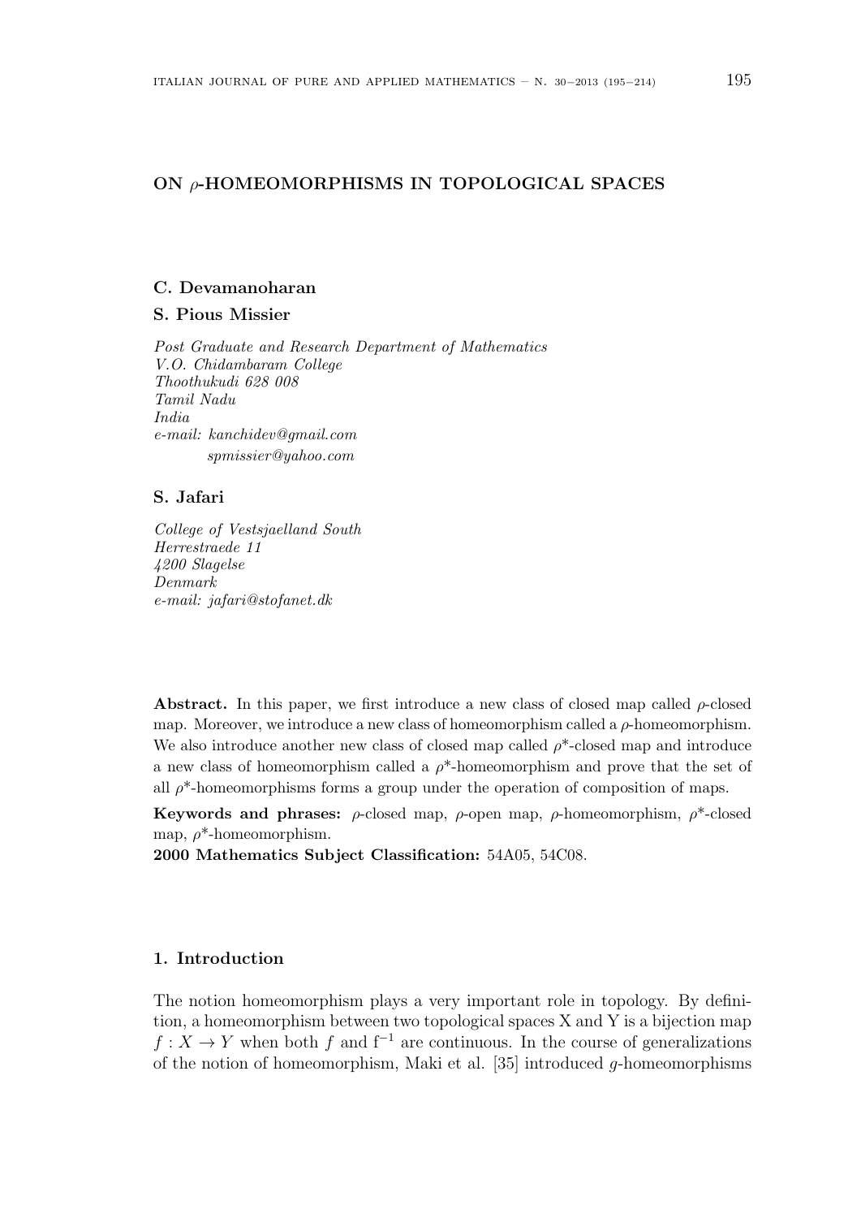# ON $\rho$-HOMEOMORPHISMS IN TOPOLOGICAL SPACES

**C. Devamanoharan**

**S. Pious Missier**

*Post Graduate and Research Department of Mathematics*
*V.O. Chidambaram College*
*Thoothukudi 628 008*
*Tamil Nadu*
*India*
*e-mail: kanchidev@gmail.com*
*spmissier@yahoo.com*

**S. Jafari**

*College of Vestsjaelland South*
*Herrestraede 11*
*4200 Slagelse*
*Denmark*
*e-mail: jafari@stofanet.dk*

**Abstract.** In this paper, we first introduce a new class of closed map called $\rho$-closed map. Moreover, we introduce a new class of homeomorphism called a $\rho$-homeomorphism. We also introduce another new class of closed map called $\rho$*-closed map and introduce a new class of homeomorphism called a $\rho$*-homeomorphism and prove that the set of all $\rho$*-homeomorphisms forms a group under the operation of composition of maps.

**Keywords and phrases:** $\rho$-closed map, $\rho$-open map, $\rho$-homeomorphism, $\rho$*-closed map, $\rho$*-homeomorphism.

**2000 Mathematics Subject Classification:** 54A05, 54C08.

## 1. Introduction

The notion homeomorphism plays a very important role in topology. By definition, a homeomorphism between two topological spaces X and Y is a bijection map $f : X \to Y$ when both $f$ and $f^{-1}$ are continuous. In the course of generalizations of the notion of homeomorphism, Maki et al. [35] introduced $g$-homeomorphisms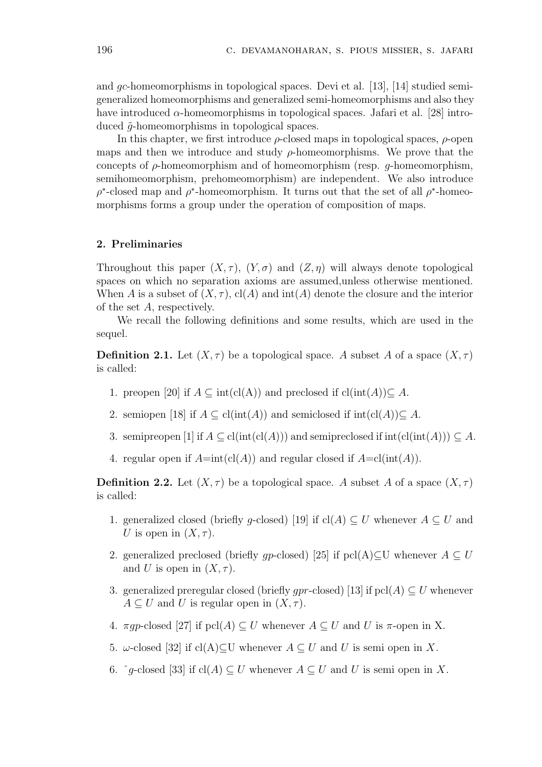and $gc$-homeomorphisms in topological spaces. Devi et al. [13], [14] studied semi-generalized homeomorphisms and generalized semi-homeomorphisms and also they have introduced $\alpha$-homeomorphisms in topological spaces. Jafari et al. [28] introduced $\tilde{g}$-homeomorphisms in topological spaces.

In this chapter, we first introduce $\rho$-closed maps in topological spaces, $\rho$-open maps and then we introduce and study $\rho$-homeomorphisms. We prove that the concepts of $\rho$-homeomorphism and of homeomorphism (resp. $g$-homeomorphism, semihomeomorphism, prehomeomorphism) are independent. We also introduce $\rho^*$-closed map and $\rho^*$-homeomorphism. It turns out that the set of all $\rho^*$-homeomorphisms forms a group under the operation of composition of maps.

## 2. Preliminaries

Throughout this paper $(X, \tau)$, $(Y, \sigma)$ and $(Z, \eta)$ will always denote topological spaces on which no separation axioms are assumed,unless otherwise mentioned. When $A$ is a subset of $(X, \tau)$, $\mathrm{cl}(A)$ and $\mathrm{int}(A)$ denote the closure and the interior of the set $A$, respectively.

We recall the following definitions and some results, which are used in the sequel.

**Definition 2.1.** Let $(X, \tau)$ be a topological space. $A$ subset $A$ of a space $(X, \tau)$ is called:

1. preopen [20] if $A \subseteq \mathrm{int}(\mathrm{cl(A)})$ and preclosed if $\mathrm{cl}(\mathrm{int}(A)) \subseteq A$.
2. semiopen [18] if $A \subseteq \mathrm{cl}(\mathrm{int}(A))$ and semiclosed if $\mathrm{int}(\mathrm{cl}(A)) \subseteq A$.
3. semipreopen [1] if $A \subseteq \mathrm{cl}(\mathrm{int}(\mathrm{cl}(A)))$ and semipreclosed if $\mathrm{int}(\mathrm{cl}(\mathrm{int}(A))) \subseteq A$.
4. regular open if $A = \mathrm{int}(\mathrm{cl}(A))$ and regular closed if $A = \mathrm{cl}(\mathrm{int}(A))$.

**Definition 2.2.** Let $(X, \tau)$ be a topological space. $A$ subset $A$ of a space $(X, \tau)$ is called:

1. generalized closed (briefly $g$-closed) [19] if $\mathrm{cl}(A) \subseteq U$ whenever $A \subseteq U$ and $U$ is open in $(X, \tau)$.
2. generalized preclosed (briefly $gp$-closed) [25] if $\mathrm{pcl(A)} \subseteq \mathrm{U}$ whenever $A \subseteq U$ and $U$ is open in $(X, \tau)$.
3. generalized preregular closed (briefly $gpr$-closed) [13] if $\mathrm{pcl}(A) \subseteq U$ whenever $A \subseteq U$ and $U$ is regular open in $(X, \tau)$.
4. $\pi gp$-closed [27] if $\mathrm{pcl}(A) \subseteq U$ whenever $A \subseteq U$ and $U$ is $\pi$-open in X.
5. $\omega$-closed [32] if $\mathrm{cl(A)} \subseteq \mathrm{U}$ whenever $A \subseteq U$ and $U$ is semi open in $X$.
6. $\hat{\ }g$-closed [33] if $\mathrm{cl}(A) \subseteq U$ whenever $A \subseteq U$ and $U$ is semi open in $X$.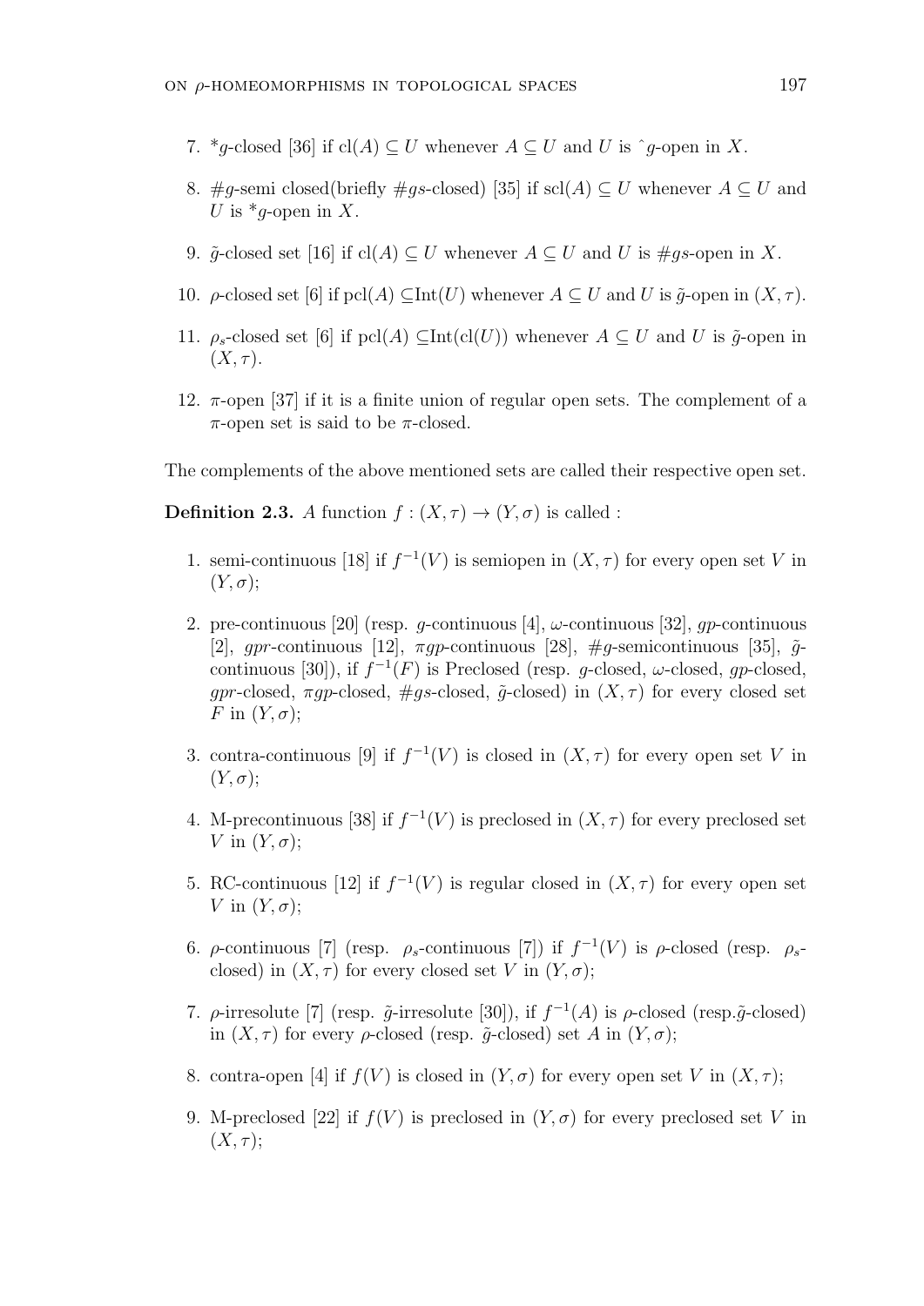7. $^*g$-closed [36] if $\mathrm{cl}(A) \subseteq U$ whenever $A \subseteq U$ and $U$ is $\hat{\ }g$-open in $X$.

8. $\#g$-semi closed(briefly $\#gs$-closed) [35] if $\mathrm{scl}(A) \subseteq U$ whenever $A \subseteq U$ and $U$ is $^*g$-open in $X$.

9. $\tilde{g}$-closed set [16] if $\mathrm{cl}(A) \subseteq U$ whenever $A \subseteq U$ and $U$ is $\#gs$-open in $X$.

10. $\rho$-closed set [6] if $\mathrm{pcl}(A) \subseteq \mathrm{Int}(U)$ whenever $A \subseteq U$ and $U$ is $\tilde{g}$-open in $(X, \tau)$.

11. $\rho_s$-closed set [6] if $\mathrm{pcl}(A) \subseteq \mathrm{Int}(\mathrm{cl}(U))$ whenever $A \subseteq U$ and $U$ is $\tilde{g}$-open in $(X, \tau)$.

12. $\pi$-open [37] if it is a finite union of regular open sets. The complement of a $\pi$-open set is said to be $\pi$-closed.

The complements of the above mentioned sets are called their respective open set.

**Definition 2.3.** *A function $f : (X, \tau) \to (Y, \sigma)$ is called :*

1. semi-continuous [18] if $f^{-1}(V)$ is semiopen in $(X, \tau)$ for every open set $V$ in $(Y, \sigma)$;

2. pre-continuous [20] (resp. $g$-continuous [4], $\omega$-continuous [32], $gp$-continuous [2], $gpr$-continuous [12], $\pi gp$-continuous [28], $\#g$-semicontinuous [35], $\tilde{g}$-continuous [30]), if $f^{-1}(F)$ is Preclosed (resp. $g$-closed, $\omega$-closed, $gp$-closed, $gpr$-closed, $\pi gp$-closed, $\#gs$-closed, $\tilde{g}$-closed) in $(X, \tau)$ for every closed set $F$ in $(Y, \sigma)$;

3. contra-continuous [9] if $f^{-1}(V)$ is closed in $(X, \tau)$ for every open set $V$ in $(Y, \sigma)$;

4. M-precontinuous [38] if $f^{-1}(V)$ is preclosed in $(X, \tau)$ for every preclosed set $V$ in $(Y, \sigma)$;

5. RC-continuous [12] if $f^{-1}(V)$ is regular closed in $(X, \tau)$ for every open set $V$ in $(Y, \sigma)$;

6. $\rho$-continuous [7] (resp. $\rho_s$-continuous [7]) if $f^{-1}(V)$ is $\rho$-closed (resp. $\rho_s$-closed) in $(X, \tau)$ for every closed set $V$ in $(Y, \sigma)$;

7. $\rho$-irresolute [7] (resp. $\tilde{g}$-irresolute [30]), if $f^{-1}(A)$ is $\rho$-closed (resp. $\tilde{g}$-closed) in $(X, \tau)$ for every $\rho$-closed (resp. $\tilde{g}$-closed) set $A$ in $(Y, \sigma)$;

8. contra-open [4] if $f(V)$ is closed in $(Y, \sigma)$ for every open set $V$ in $(X, \tau)$;

9. M-preclosed [22] if $f(V)$ is preclosed in $(Y, \sigma)$ for every preclosed set $V$ in $(X, \tau)$;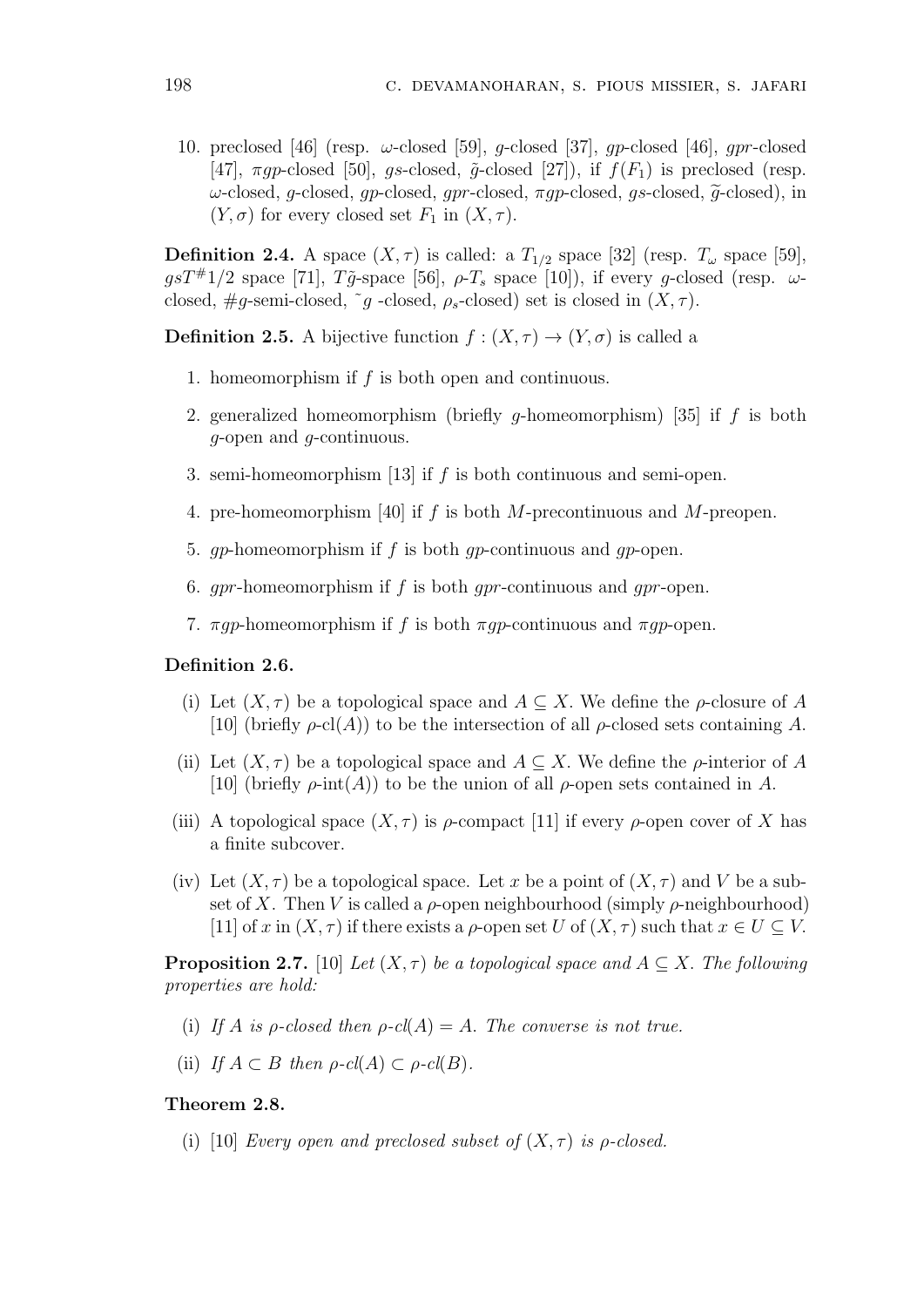10. preclosed [46] (resp. $\omega$-closed [59], $g$-closed [37], $gp$-closed [46], $gpr$-closed [47], $\pi gp$-closed [50], $gs$-closed, $\tilde{g}$-closed [27]), if $f(F_1)$ is preclosed (resp. $\omega$-closed, $g$-closed, $gp$-closed, $gpr$-closed, $\pi gp$-closed, $gs$-closed, $\widetilde{g}$-closed), in $(Y, \sigma)$ for every closed set $F_1$ in $(X, \tau)$.

**Definition 2.4.** A space $(X, \tau)$ is called: a $T_{1/2}$ space [32] (resp. $T_\omega$ space [59], $gsT^{\#}1/2$ space [71], $T\tilde{g}$-space [56], $\rho$-$T_s$ space [10]), if every $g$-closed (resp. $\omega$-closed, $\#g$-semi-closed, $\tilde{\ }g$ -closed, $\rho_s$-closed) set is closed in $(X, \tau)$.

**Definition 2.5.** A bijective function $f : (X, \tau) \to (Y, \sigma)$ is called a

1. homeomorphism if $f$ is both open and continuous.
2. generalized homeomorphism (briefly $g$-homeomorphism) [35] if $f$ is both $g$-open and $g$-continuous.
3. semi-homeomorphism [13] if $f$ is both continuous and semi-open.
4. pre-homeomorphism [40] if $f$ is both $M$-precontinuous and $M$-preopen.
5. $gp$-homeomorphism if $f$ is both $gp$-continuous and $gp$-open.
6. $gpr$-homeomorphism if $f$ is both $gpr$-continuous and $gpr$-open.
7. $\pi gp$-homeomorphism if $f$ is both $\pi gp$-continuous and $\pi gp$-open.

**Definition 2.6.**

(i) Let $(X, \tau)$ be a topological space and $A \subseteq X$. We define the $\rho$-closure of $A$ [10] (briefly $\rho$-cl$(A)$) to be the intersection of all $\rho$-closed sets containing $A$.

(ii) Let $(X, \tau)$ be a topological space and $A \subseteq X$. We define the $\rho$-interior of $A$ [10] (briefly $\rho$-int$(A)$) to be the union of all $\rho$-open sets contained in $A$.

(iii) A topological space $(X, \tau)$ is $\rho$-compact [11] if every $\rho$-open cover of $X$ has a finite subcover.

(iv) Let $(X, \tau)$ be a topological space. Let $x$ be a point of $(X, \tau)$ and $V$ be a subset of $X$. Then $V$ is called a $\rho$-open neighbourhood (simply $\rho$-neighbourhood) [11] of $x$ in $(X, \tau)$ if there exists a $\rho$-open set $U$ of $(X, \tau)$ such that $x \in U \subseteq V$.

**Proposition 2.7.** [10] *Let $(X, \tau)$ be a topological space and $A \subseteq X$. The following properties are hold:*

(i) *If $A$ is $\rho$-closed then $\rho$-cl$(A) = A$. The converse is not true.*

(ii) *If $A \subset B$ then $\rho$-cl$(A) \subset \rho$-cl$(B)$.*

**Theorem 2.8.**

(i) [10] *Every open and preclosed subset of $(X, \tau)$ is $\rho$-closed.*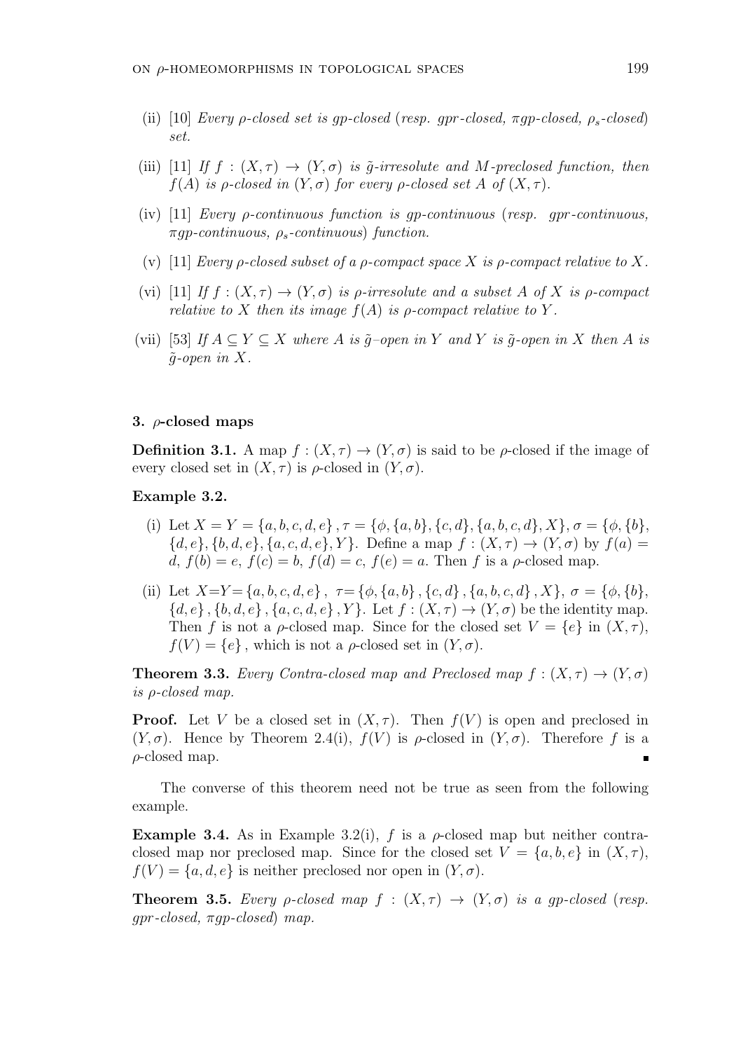(ii) [10] *Every $\rho$-closed set is gp-closed (resp. gpr-closed, $\pi$gp-closed, $\rho_s$-closed) set.*

(iii) [11] *If $f : (X, \tau) \to (Y, \sigma)$ is $\tilde{g}$-irresolute and M-preclosed function, then $f(A)$ is $\rho$-closed in $(Y, \sigma)$ for every $\rho$-closed set $A$ of $(X, \tau)$.*

(iv) [11] *Every $\rho$-continuous function is gp-continuous (resp. gpr-continuous, $\pi$gp-continuous, $\rho_s$-continuous) function.*

(v) [11] *Every $\rho$-closed subset of a $\rho$-compact space $X$ is $\rho$-compact relative to $X$.*

(vi) [11] *If $f : (X, \tau) \to (Y, \sigma)$ is $\rho$-irresolute and a subset $A$ of $X$ is $\rho$-compact relative to $X$ then its image $f(A)$ is $\rho$-compact relative to $Y$.*

(vii) [53] *If $A \subseteq Y \subseteq X$ where $A$ is $\tilde{g}$–open in $Y$ and $Y$ is $\tilde{g}$-open in $X$ then $A$ is $\tilde{g}$-open in $X$.*

### 3. $\rho$-closed maps

**Definition 3.1.** A map $f : (X, \tau) \to (Y, \sigma)$ is said to be $\rho$-closed if the image of every closed set in $(X, \tau)$ is $\rho$-closed in $(Y, \sigma)$.

**Example 3.2.**

(i) Let $X = Y = \{a, b, c, d, e\}$, $\tau = \{\phi, \{a, b\}, \{c, d\}, \{a, b, c, d\}, X\}$, $\sigma = \{\phi, \{b\}, \{d, e\}, \{b, d, e\}, \{a, c, d, e\}, Y\}$. Define a map $f : (X, \tau) \to (Y, \sigma)$ by $f(a) = d$, $f(b) = e$, $f(c) = b$, $f(d) = c$, $f(e) = a$. Then $f$ is a $\rho$-closed map.

(ii) Let $X{=}Y{=}\{a, b, c, d, e\}$, $\tau{=}\{\phi, \{a, b\}, \{c, d\}, \{a, b, c, d\}, X\}$, $\sigma = \{\phi, \{b\}, \{d, e\}, \{b, d, e\}, \{a, c, d, e\}, Y\}$. Let $f : (X, \tau) \to (Y, \sigma)$ be the identity map. Then $f$ is not a $\rho$-closed map. Since for the closed set $V = \{e\}$ in $(X, \tau)$, $f(V) = \{e\}$, which is not a $\rho$-closed set in $(Y, \sigma)$.

**Theorem 3.3.** *Every Contra-closed map and Preclosed map $f : (X, \tau) \to (Y, \sigma)$ is $\rho$-closed map.*

**Proof.** Let $V$ be a closed set in $(X, \tau)$. Then $f(V)$ is open and preclosed in $(Y, \sigma)$. Hence by Theorem 2.4(i), $f(V)$ is $\rho$-closed in $(Y, \sigma)$. Therefore $f$ is a $\rho$-closed map. ∎

The converse of this theorem need not be true as seen from the following example.

**Example 3.4.** As in Example 3.2(i), $f$ is a $\rho$-closed map but neither contra-closed map nor preclosed map. Since for the closed set $V = \{a, b, e\}$ in $(X, \tau)$, $f(V) = \{a, d, e\}$ is neither preclosed nor open in $(Y, \sigma)$.

**Theorem 3.5.** *Every $\rho$-closed map $f : (X, \tau) \to (Y, \sigma)$ is a gp-closed (resp. gpr-closed, $\pi$gp-closed) map.*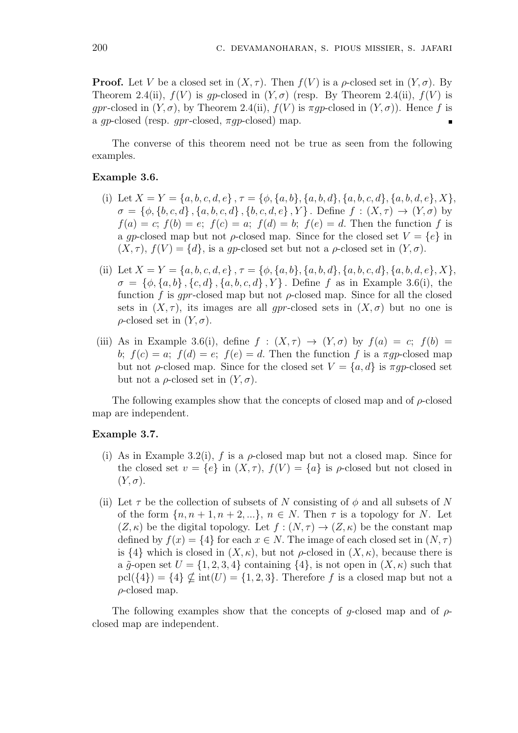**Proof.** Let $V$ be a closed set in $(X, \tau)$. Then $f(V)$ is a $\rho$-closed set in $(Y, \sigma)$. By Theorem 2.4(ii), $f(V)$ is $gp$-closed in $(Y, \sigma)$ (resp. By Theorem 2.4(ii), $f(V)$ is $gpr$-closed in $(Y, \sigma)$, by Theorem 2.4(ii), $f(V)$ is $\pi gp$-closed in $(Y, \sigma)$). Hence $f$ is a $gp$-closed (resp. $gpr$-closed, $\pi gp$-closed) map. ∎

The converse of this theorem need not be true as seen from the following examples.

**Example 3.6.**

(i) Let $X = Y = \{a, b, c, d, e\}$, $\tau = \{\phi, \{a, b\}, \{a, b, d\}, \{a, b, c, d\}, \{a, b, d, e\}, X\}$, $\sigma = \{\phi, \{b, c, d\}, \{a, b, c, d\}, \{b, c, d, e\}, Y\}$. Define $f : (X, \tau) \to (Y, \sigma)$ by $f(a) = c$; $f(b) = e$; $f(c) = a$; $f(d) = b$; $f(e) = d$. Then the function $f$ is a $gp$-closed map but not $\rho$-closed map. Since for the closed set $V = \{e\}$ in $(X, \tau)$, $f(V) = \{d\}$, is a $gp$-closed set but not a $\rho$-closed set in $(Y, \sigma)$.

(ii) Let $X = Y = \{a, b, c, d, e\}$, $\tau = \{\phi, \{a, b\}, \{a, b, d\}, \{a, b, c, d\}, \{a, b, d, e\}, X\}$, $\sigma = \{\phi, \{a, b\}, \{c, d\}, \{a, b, c, d\}, Y\}$. Define $f$ as in Example 3.6(i), the function $f$ is $gpr$-closed map but not $\rho$-closed map. Since for all the closed sets in $(X, \tau)$, its images are all $gpr$-closed sets in $(X, \sigma)$ but no one is $\rho$-closed set in $(Y, \sigma)$.

(iii) As in Example 3.6(i), define $f : (X, \tau) \to (Y, \sigma)$ by $f(a) = c$; $f(b) = b$; $f(c) = a$; $f(d) = e$; $f(e) = d$. Then the function $f$ is a $\pi gp$-closed map but not $\rho$-closed map. Since for the closed set $V = \{a, d\}$ is $\pi gp$-closed set but not a $\rho$-closed set in $(Y, \sigma)$.

The following examples show that the concepts of closed map and of $\rho$-closed map are independent.

**Example 3.7.**

(i) As in Example 3.2(i), $f$ is a $\rho$-closed map but not a closed map. Since for the closed set $v = \{e\}$ in $(X, \tau)$, $f(V) = \{a\}$ is $\rho$-closed but not closed in $(Y, \sigma)$.

(ii) Let $\tau$ be the collection of subsets of $N$ consisting of $\phi$ and all subsets of $N$ of the form $\{n, n+1, n+2, ...\}$, $n \in N$. Then $\tau$ is a topology for $N$. Let $(Z, \kappa)$ be the digital topology. Let $f : (N, \tau) \to (Z, \kappa)$ be the constant map defined by $f(x) = \{4\}$ for each $x \in N$. The image of each closed set in $(N, \tau)$ is $\{4\}$ which is closed in $(X, \kappa)$, but not $\rho$-closed in $(X, \kappa)$, because there is a $\tilde{g}$-open set $U = \{1, 2, 3, 4\}$ containing $\{4\}$, is not open in $(X, \kappa)$ such that $\text{pcl}(\{4\}) = \{4\} \nsubseteq \text{int}(U) = \{1, 2, 3\}$. Therefore $f$ is a closed map but not a $\rho$-closed map.

The following examples show that the concepts of $g$-closed map and of $\rho$-closed map are independent.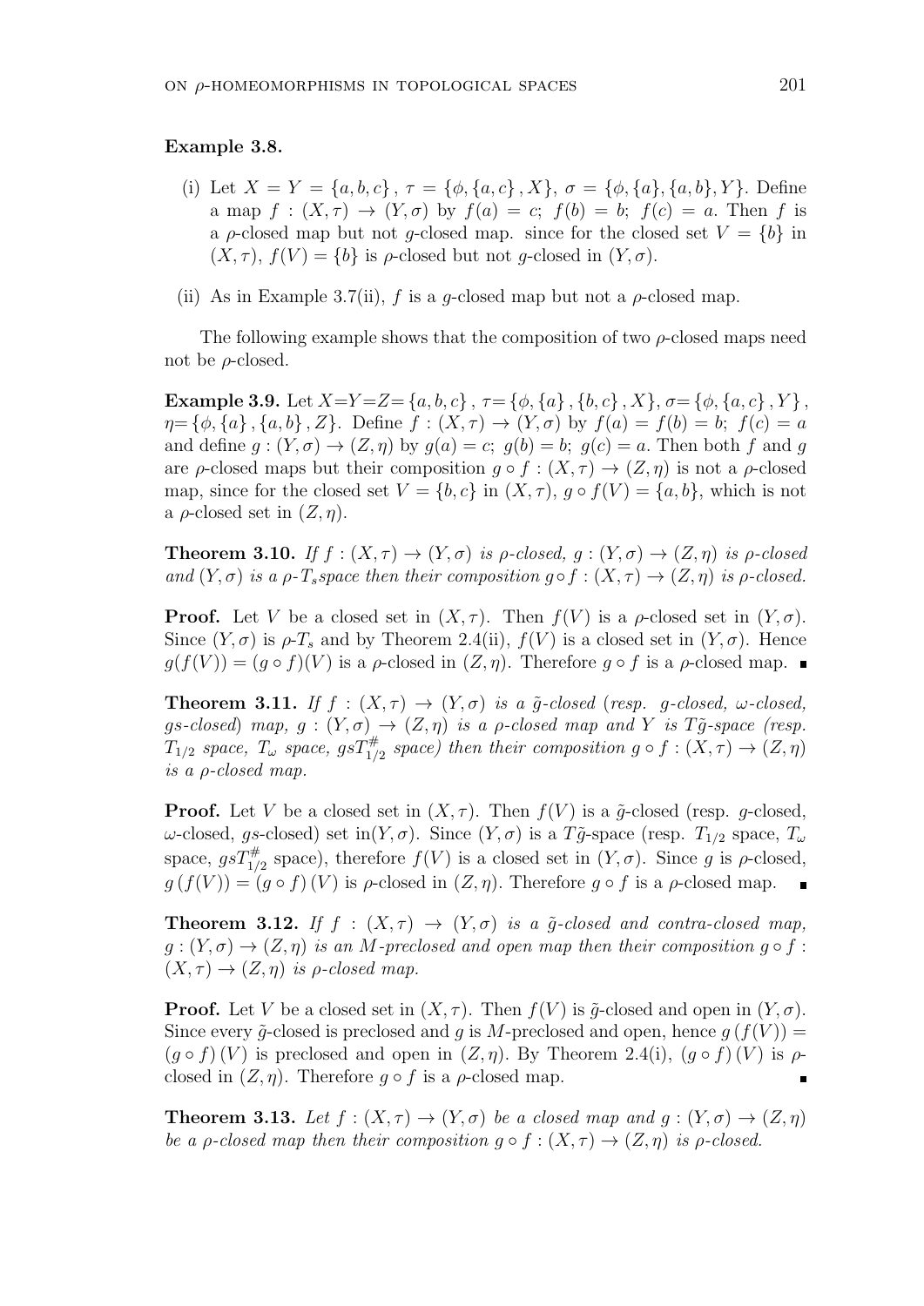**Example 3.8.**

(i) Let $X = Y = \{a, b, c\}$, $\tau = \{\phi, \{a, c\}, X\}$, $\sigma = \{\phi, \{a\}, \{a, b\}, Y\}$. Define a map $f : (X, \tau) \to (Y, \sigma)$ by $f(a) = c$; $f(b) = b$; $f(c) = a$. Then $f$ is a $\rho$-closed map but not $g$-closed map. since for the closed set $V = \{b\}$ in $(X, \tau)$, $f(V) = \{b\}$ is $\rho$-closed but not $g$-closed in $(Y, \sigma)$.

(ii) As in Example 3.7(ii), $f$ is a $g$-closed map but not a $\rho$-closed map.

The following example shows that the composition of two $\rho$-closed maps need not be $\rho$-closed.

**Example 3.9.** Let $X=Y=Z=\{a, b, c\}$, $\tau=\{\phi, \{a\}, \{b, c\}, X\}$, $\sigma=\{\phi, \{a, c\}, Y\}$, $\eta=\{\phi, \{a\}, \{a, b\}, Z\}$. Define $f : (X, \tau) \to (Y, \sigma)$ by $f(a) = f(b) = b$; $f(c) = a$ and define $g : (Y, \sigma) \to (Z, \eta)$ by $g(a) = c$; $g(b) = b$; $g(c) = a$. Then both $f$ and $g$ are $\rho$-closed maps but their composition $g \circ f : (X, \tau) \to (Z, \eta)$ is not a $\rho$-closed map, since for the closed set $V = \{b, c\}$ in $(X, \tau)$, $g \circ f(V) = \{a, b\}$, which is not a $\rho$-closed set in $(Z, \eta)$.

**Theorem 3.10.** *If $f : (X, \tau) \to (Y, \sigma)$ is $\rho$-closed, $g : (Y, \sigma) \to (Z, \eta)$ is $\rho$-closed and $(Y, \sigma)$ is a $\rho$-$T_s$space then their composition $g \circ f : (X, \tau) \to (Z, \eta)$ is $\rho$-closed.*

**Proof.** Let $V$ be a closed set in $(X, \tau)$. Then $f(V)$ is a $\rho$-closed set in $(Y, \sigma)$. Since $(Y, \sigma)$ is $\rho$-$T_s$ and by Theorem 2.4(ii), $f(V)$ is a closed set in $(Y, \sigma)$. Hence $g(f(V)) = (g \circ f)(V)$ is a $\rho$-closed in $(Z, \eta)$. Therefore $g \circ f$ is a $\rho$-closed map. ∎

**Theorem 3.11.** *If $f : (X, \tau) \to (Y, \sigma)$ is a $\tilde{g}$-closed (resp. $g$-closed, $\omega$-closed, $gs$-closed) map, $g : (Y, \sigma) \to (Z, \eta)$ is a $\rho$-closed map and $Y$ is $T\tilde{g}$-space (resp. $T_{1/2}$ space, $T_\omega$ space, $gsT^{\#}_{1/2}$ space) then their composition $g \circ f : (X, \tau) \to (Z, \eta)$ is a $\rho$-closed map.*

**Proof.** Let $V$ be a closed set in $(X, \tau)$. Then $f(V)$ is a $\tilde{g}$-closed (resp. $g$-closed, $\omega$-closed, $gs$-closed) set in$(Y, \sigma)$. Since $(Y, \sigma)$ is a $T\tilde{g}$-space (resp. $T_{1/2}$ space, $T_\omega$ space, $gsT^{\#}_{1/2}$ space), therefore $f(V)$ is a closed set in $(Y, \sigma)$. Since $g$ is $\rho$-closed, $g(f(V)) = (g \circ f)(V)$ is $\rho$-closed in $(Z, \eta)$. Therefore $g \circ f$ is a $\rho$-closed map. ∎

**Theorem 3.12.** *If $f : (X, \tau) \to (Y, \sigma)$ is a $\tilde{g}$-closed and contra-closed map, $g : (Y, \sigma) \to (Z, \eta)$ is an $M$-preclosed and open map then their composition $g \circ f : (X, \tau) \to (Z, \eta)$ is $\rho$-closed map.*

**Proof.** Let $V$ be a closed set in $(X, \tau)$. Then $f(V)$ is $\tilde{g}$-closed and open in $(Y, \sigma)$. Since every $\tilde{g}$-closed is preclosed and $g$ is $M$-preclosed and open, hence $g(f(V)) = (g \circ f)(V)$ is preclosed and open in $(Z, \eta)$. By Theorem 2.4(i), $(g \circ f)(V)$ is $\rho$-closed in $(Z, \eta)$. Therefore $g \circ f$ is a $\rho$-closed map. ∎

**Theorem 3.13.** *Let $f : (X, \tau) \to (Y, \sigma)$ be a closed map and $g : (Y, \sigma) \to (Z, \eta)$ be a $\rho$-closed map then their composition $g \circ f : (X, \tau) \to (Z, \eta)$ is $\rho$-closed.*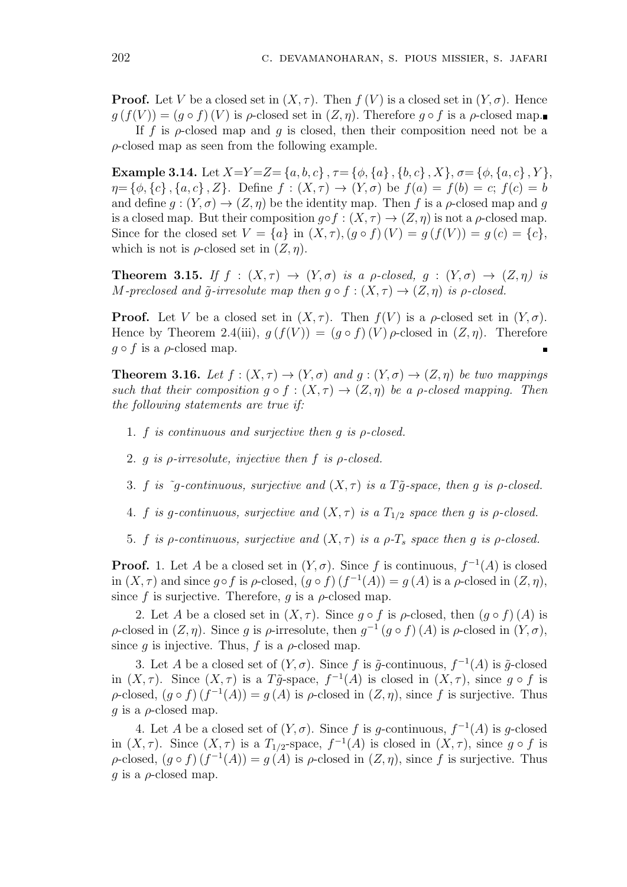**Proof.** Let $V$ be a closed set in $(X, \tau)$. Then $f(V)$ is a closed set in $(Y, \sigma)$. Hence $g(f(V)) = (g \circ f)(V)$ is $\rho$-closed set in $(Z, \eta)$. Therefore $g \circ f$ is a $\rho$-closed map. ∎

If $f$ is $\rho$-closed map and $g$ is closed, then their composition need not be a $\rho$-closed map as seen from the following example.

**Example 3.14.** Let $X{=}Y{=}Z{=}\{a, b, c\}$, $\tau{=}\{\phi, \{a\}, \{b, c\}, X\}$, $\sigma{=}\{\phi, \{a, c\}, Y\}$, $\eta{=}\{\phi, \{c\}, \{a, c\}, Z\}$. Define $f : (X, \tau) \to (Y, \sigma)$ be $f(a) = f(b) = c$; $f(c) = b$ and define $g : (Y, \sigma) \to (Z, \eta)$ be the identity map. Then $f$ is a $\rho$-closed map and $g$ is a closed map. But their composition $g \circ f : (X, \tau) \to (Z, \eta)$ is not a $\rho$-closed map. Since for the closed set $V = \{a\}$ in $(X, \tau)$, $(g \circ f)(V) = g(f(V)) = g(c) = \{c\}$, which is not is $\rho$-closed set in $(Z, \eta)$.

**Theorem 3.15.** *If $f : (X, \tau) \to (Y, \sigma)$ is a $\rho$-closed, $g : (Y, \sigma) \to (Z, \eta)$ is $M$-preclosed and $\tilde{g}$-irresolute map then $g \circ f : (X, \tau) \to (Z, \eta)$ is $\rho$-closed.*

**Proof.** Let $V$ be a closed set in $(X, \tau)$. Then $f(V)$ is a $\rho$-closed set in $(Y, \sigma)$. Hence by Theorem 2.4(iii), $g(f(V)) = (g \circ f)(V)$ $\rho$-closed in $(Z, \eta)$. Therefore $g \circ f$ is a $\rho$-closed map. ∎

**Theorem 3.16.** *Let $f : (X, \tau) \to (Y, \sigma)$ and $g : (Y, \sigma) \to (Z, \eta)$ be two mappings such that their composition $g \circ f : (X, \tau) \to (Z, \eta)$ be a $\rho$-closed mapping. Then the following statements are true if:*

1. *$f$ is continuous and surjective then $g$ is $\rho$-closed.*
2. *$g$ is $\rho$-irresolute, injective then $f$ is $\rho$-closed.*
3. *$f$ is $\tilde{\ }g$-continuous, surjective and $(X, \tau)$ is a $T\tilde{g}$-space, then $g$ is $\rho$-closed.*
4. *$f$ is $g$-continuous, surjective and $(X, \tau)$ is a $T_{1/2}$ space then $g$ is $\rho$-closed.*
5. *$f$ is $\rho$-continuous, surjective and $(X, \tau)$ is a $\rho$-$T_s$ space then $g$ is $\rho$-closed.*

**Proof.** 1. Let $A$ be a closed set in $(Y, \sigma)$. Since $f$ is continuous, $f^{-1}(A)$ is closed in $(X, \tau)$ and since $g \circ f$ is $\rho$-closed, $(g \circ f)(f^{-1}(A)) = g(A)$ is a $\rho$-closed in $(Z, \eta)$, since $f$ is surjective. Therefore, $g$ is a $\rho$-closed map.

2. Let $A$ be a closed set in $(X, \tau)$. Since $g \circ f$ is $\rho$-closed, then $(g \circ f)(A)$ is $\rho$-closed in $(Z, \eta)$. Since $g$ is $\rho$-irresolute, then $g^{-1}(g \circ f)(A)$ is $\rho$-closed in $(Y, \sigma)$, since $g$ is injective. Thus, $f$ is a $\rho$-closed map.

3. Let $A$ be a closed set of $(Y, \sigma)$. Since $f$ is $\tilde{g}$-continuous, $f^{-1}(A)$ is $\tilde{g}$-closed in $(X, \tau)$. Since $(X, \tau)$ is a $T\tilde{g}$-space, $f^{-1}(A)$ is closed in $(X, \tau)$, since $g \circ f$ is $\rho$-closed, $(g \circ f)(f^{-1}(A)) = g(A)$ is $\rho$-closed in $(Z, \eta)$, since $f$ is surjective. Thus $g$ is a $\rho$-closed map.

4. Let $A$ be a closed set of $(Y, \sigma)$. Since $f$ is $g$-continuous, $f^{-1}(A)$ is $g$-closed in $(X, \tau)$. Since $(X, \tau)$ is a $T_{1/2}$-space, $f^{-1}(A)$ is closed in $(X, \tau)$, since $g \circ f$ is $\rho$-closed, $(g \circ f)(f^{-1}(A)) = g(A)$ is $\rho$-closed in $(Z, \eta)$, since $f$ is surjective. Thus $g$ is a $\rho$-closed map.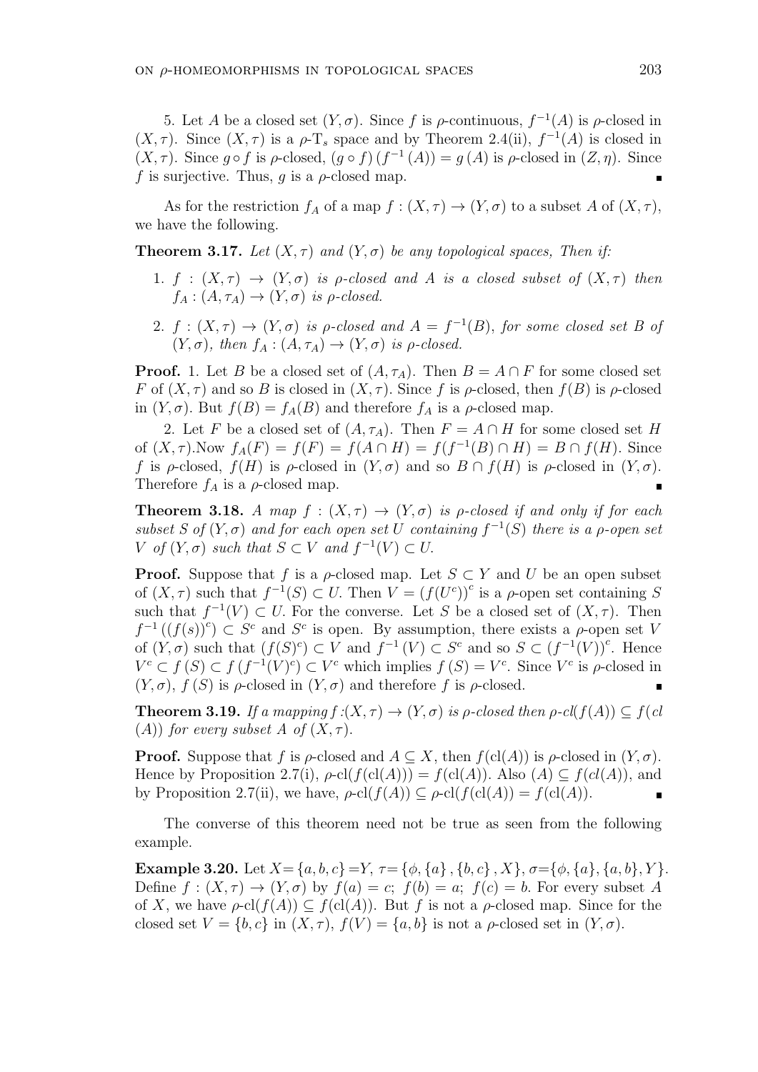5. Let $A$ be a closed set $(Y, \sigma)$. Since $f$ is $\rho$-continuous, $f^{-1}(A)$ is $\rho$-closed in $(X, \tau)$. Since $(X, \tau)$ is a $\rho$-$\mathrm{T}_s$ space and by Theorem 2.4(ii), $f^{-1}(A)$ is closed in $(X, \tau)$. Since $g \circ f$ is $\rho$-closed, $(g \circ f)\left(f^{-1}(A)\right) = g(A)$ is $\rho$-closed in $(Z, \eta)$. Since $f$ is surjective. Thus, $g$ is a $\rho$-closed map. ∎

As for the restriction $f_A$ of a map $f : (X, \tau) \to (Y, \sigma)$ to a subset $A$ of $(X, \tau)$, we have the following.

**Theorem 3.17.** *Let $(X, \tau)$ and $(Y, \sigma)$ be any topological spaces, Then if:*

1. *$f : (X, \tau) \to (Y, \sigma)$ is $\rho$-closed and $A$ is a closed subset of $(X, \tau)$ then $f_A : (A, \tau_A) \to (Y, \sigma)$ is $\rho$-closed.*
2. *$f : (X, \tau) \to (Y, \sigma)$ is $\rho$-closed and $A = f^{-1}(B)$, for some closed set $B$ of $(Y, \sigma)$, then $f_A : (A, \tau_A) \to (Y, \sigma)$ is $\rho$-closed.*

**Proof.** 1. Let $B$ be a closed set of $(A, \tau_A)$. Then $B = A \cap F$ for some closed set $F$ of $(X, \tau)$ and so $B$ is closed in $(X, \tau)$. Since $f$ is $\rho$-closed, then $f(B)$ is $\rho$-closed in $(Y, \sigma)$. But $f(B) = f_A(B)$ and therefore $f_A$ is a $\rho$-closed map.

2. Let $F$ be a closed set of $(A, \tau_A)$. Then $F = A \cap H$ for some closed set $H$ of $(X, \tau)$.Now $f_A(F) = f(F) = f(A \cap H) = f(f^{-1}(B) \cap H) = B \cap f(H)$. Since $f$ is $\rho$-closed, $f(H)$ is $\rho$-closed in $(Y, \sigma)$ and so $B \cap f(H)$ is $\rho$-closed in $(Y, \sigma)$. Therefore $f_A$ is a $\rho$-closed map. ∎

**Theorem 3.18.** *A map $f : (X, \tau) \to (Y, \sigma)$ is $\rho$-closed if and only if for each subset $S$ of $(Y, \sigma)$ and for each open set $U$ containing $f^{-1}(S)$ there is a $\rho$-open set $V$ of $(Y, \sigma)$ such that $S \subset V$ and $f^{-1}(V) \subset U$.*

**Proof.** Suppose that $f$ is a $\rho$-closed map. Let $S \subset Y$ and $U$ be an open subset of $(X, \tau)$ such that $f^{-1}(S) \subset U$. Then $V = (f(U^c))^c$ is a $\rho$-open set containing $S$ such that $f^{-1}(V) \subset U$. For the converse. Let $S$ be a closed set of $(X, \tau)$. Then $f^{-1}\left((f(s))^c\right) \subset S^c$ and $S^c$ is open. By assumption, there exists a $\rho$-open set $V$ of $(Y, \sigma)$ such that $(f(S)^c) \subset V$ and $f^{-1}(V) \subset S^c$ and so $S \subset (f^{-1}(V))^c$. Hence $V^c \subset f(S) \subset f\left(f^{-1}(V)^c\right) \subset V^c$ which implies $f(S) = V^c$. Since $V^c$ is $\rho$-closed in $(Y, \sigma)$, $f(S)$ is $\rho$-closed in $(Y, \sigma)$ and therefore $f$ is $\rho$-closed. ∎

**Theorem 3.19.** *If a mapping $f : (X, \tau) \to (Y, \sigma)$ is $\rho$-closed then $\rho$-$cl(f(A)) \subseteq f(cl(A))$ for every subset $A$ of $(X, \tau)$.*

**Proof.** Suppose that $f$ is $\rho$-closed and $A \subseteq X$, then $f(\mathrm{cl}(A))$ is $\rho$-closed in $(Y, \sigma)$. Hence by Proposition 2.7(i), $\rho$-$\mathrm{cl}(f(\mathrm{cl}(A))) = f(\mathrm{cl}(A))$. Also $(A) \subseteq f(cl(A))$, and by Proposition 2.7(ii), we have, $\rho$-$\mathrm{cl}(f(A)) \subseteq \rho$-$\mathrm{cl}(f(\mathrm{cl}(A)) = f(\mathrm{cl}(A))$. ∎

The converse of this theorem need not be true as seen from the following example.

**Example 3.20.** Let $X = \{a, b, c\} = Y$, $\tau = \{\phi, \{a\}, \{b, c\}, X\}$, $\sigma = \{\phi, \{a\}, \{a, b\}, Y\}$. Define $f : (X, \tau) \to (Y, \sigma)$ by $f(a) = c$; $f(b) = a$; $f(c) = b$. For every subset $A$ of $X$, we have $\rho$-$\mathrm{cl}(f(A)) \subseteq f(\mathrm{cl}(A))$. But $f$ is not a $\rho$-closed map. Since for the closed set $V = \{b, c\}$ in $(X, \tau)$, $f(V) = \{a, b\}$ is not a $\rho$-closed set in $(Y, \sigma)$.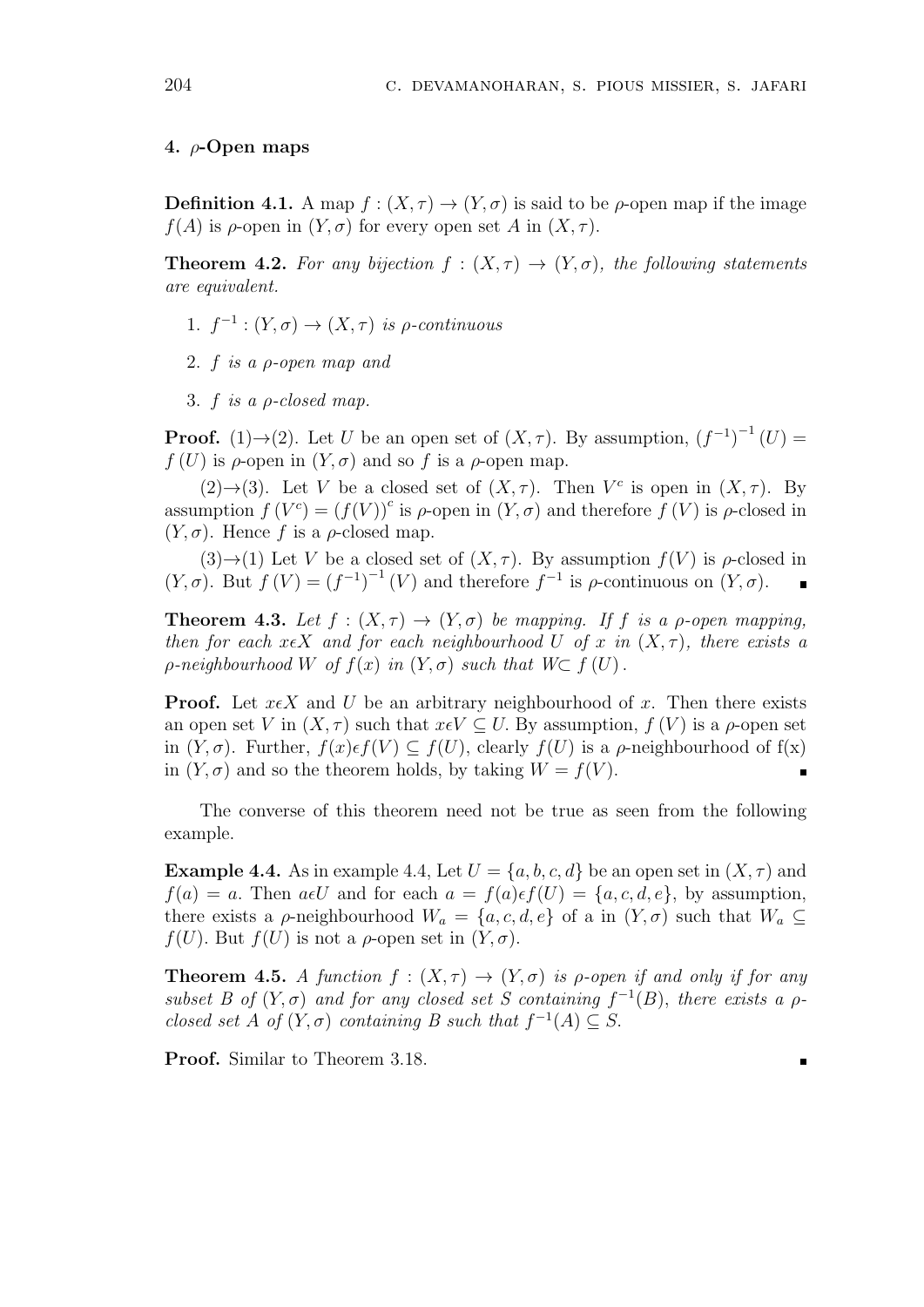### 4. $\rho$-Open maps

**Definition 4.1.** A map $f : (X, \tau) \to (Y, \sigma)$ is said to be $\rho$-open map if the image $f(A)$ is $\rho$-open in $(Y, \sigma)$ for every open set $A$ in $(X, \tau)$.

**Theorem 4.2.** *For any bijection $f : (X, \tau) \to (Y, \sigma)$, the following statements are equivalent.*

1. *$f^{-1} : (Y, \sigma) \to (X, \tau)$ is $\rho$-continuous*
2. *$f$ is a $\rho$-open map and*
3. *$f$ is a $\rho$-closed map.*

**Proof.** (1)$\to$(2). Let $U$ be an open set of $(X, \tau)$. By assumption, $(f^{-1})^{-1}(U) = f(U)$ is $\rho$-open in $(Y, \sigma)$ and so $f$ is a $\rho$-open map.

(2)$\to$(3). Let $V$ be a closed set of $(X, \tau)$. Then $V^c$ is open in $(X, \tau)$. By assumption $f(V^c) = (f(V))^c$ is $\rho$-open in $(Y, \sigma)$ and therefore $f(V)$ is $\rho$-closed in $(Y, \sigma)$. Hence $f$ is a $\rho$-closed map.

(3)$\to$(1) Let $V$ be a closed set of $(X, \tau)$. By assumption $f(V)$ is $\rho$-closed in $(Y, \sigma)$. But $f(V) = (f^{-1})^{-1}(V)$ and therefore $f^{-1}$ is $\rho$-continuous on $(Y, \sigma)$. ∎

**Theorem 4.3.** *Let $f : (X, \tau) \to (Y, \sigma)$ be mapping. If $f$ is a $\rho$-open mapping, then for each $x \epsilon X$ and for each neighbourhood $U$ of $x$ in $(X, \tau)$, there exists a $\rho$-neighbourhood $W$ of $f(x)$ in $(Y, \sigma)$ such that $W \subset f(U)$.*

**Proof.** Let $x \epsilon X$ and $U$ be an arbitrary neighbourhood of $x$. Then there exists an open set $V$ in $(X, \tau)$ such that $x \epsilon V \subseteq U$. By assumption, $f(V)$ is a $\rho$-open set in $(Y, \sigma)$. Further, $f(x) \epsilon f(V) \subseteq f(U)$, clearly $f(U)$ is a $\rho$-neighbourhood of f(x) in $(Y, \sigma)$ and so the theorem holds, by taking $W = f(V)$. ∎

The converse of this theorem need not be true as seen from the following example.

**Example 4.4.** As in example 4.4, Let $U = \{a, b, c, d\}$ be an open set in $(X, \tau)$ and $f(a) = a$. Then $a \epsilon U$ and for each $a = f(a) \epsilon f(U) = \{a, c, d, e\}$, by assumption, there exists a $\rho$-neighbourhood $W_a = \{a, c, d, e\}$ of a in $(Y, \sigma)$ such that $W_a \subseteq f(U)$. But $f(U)$ is not a $\rho$-open set in $(Y, \sigma)$.

**Theorem 4.5.** *A function $f : (X, \tau) \to (Y, \sigma)$ is $\rho$-open if and only if for any subset $B$ of $(Y, \sigma)$ and for any closed set $S$ containing $f^{-1}(B)$, there exists a $\rho$-closed set $A$ of $(Y, \sigma)$ containing $B$ such that $f^{-1}(A) \subseteq S$.*

**Proof.** Similar to Theorem 3.18. ∎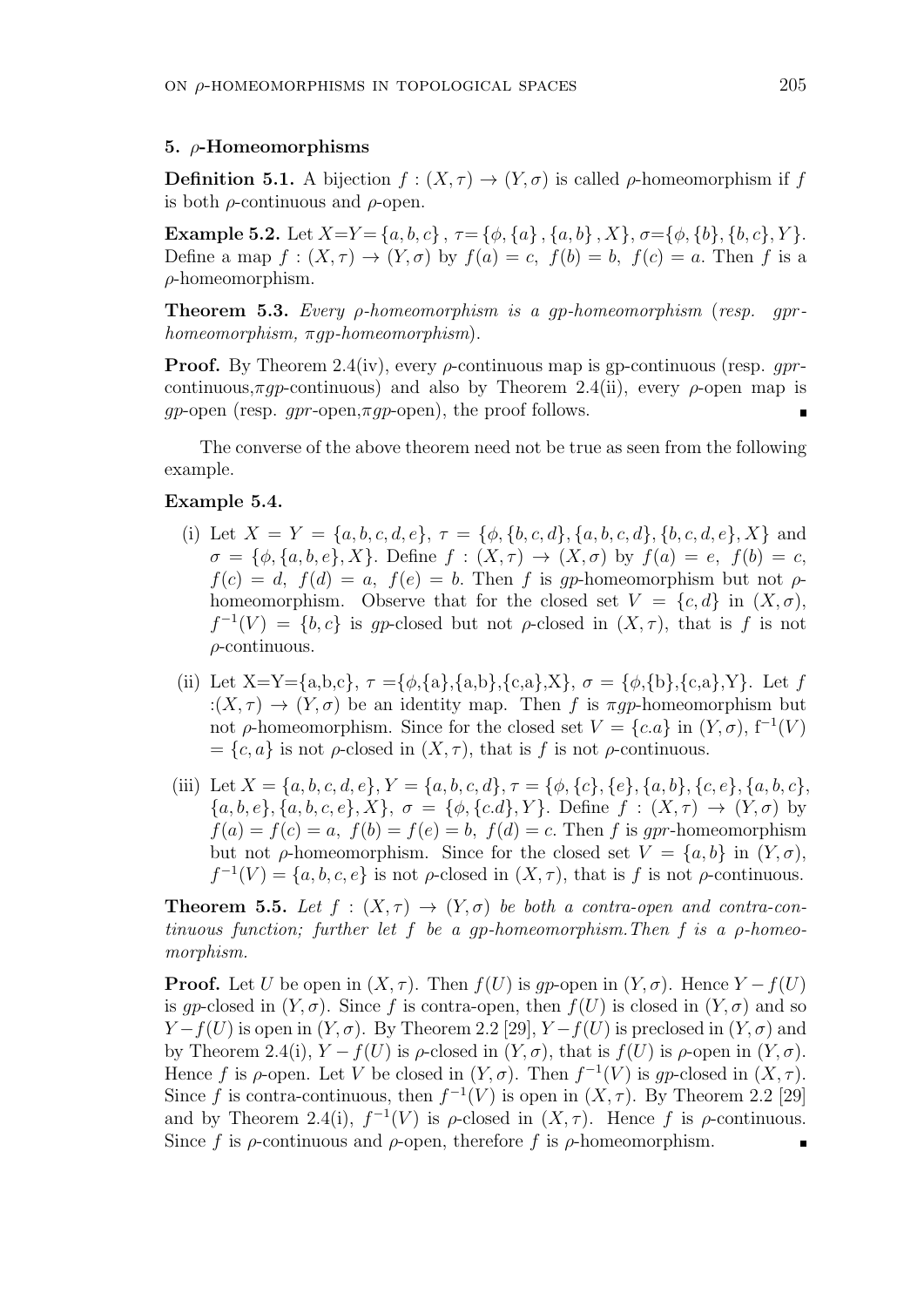## 5. $\rho$-Homeomorphisms

**Definition 5.1.** A bijection $f : (X, \tau) \to (Y, \sigma)$ is called $\rho$-homeomorphism if $f$ is both $\rho$-continuous and $\rho$-open.

**Example 5.2.** Let $X$=$Y$=$\{a, b, c\}$ , $\tau$= $\{\phi, \{a\} , \{a, b\} , X\}$, $\sigma$=$\{\phi, \{b\}, \{b, c\}, Y \}$. Define a map $f : (X, \tau) \to (Y, \sigma)$ by $f(a) = c,\ f(b) = b,\ f(c) = a$. Then $f$ is a $\rho$-homeomorphism.

**Theorem 5.3.** *Every $\rho$-homeomorphism is a gp-homeomorphism* (*resp. gpr-homeomorphism, $\pi gp$-homeomorphism*).

**Proof.** By Theorem 2.4(iv), every $\rho$-continuous map is gp-continuous (resp. *gpr*-continuous,$\pi gp$-continuous) and also by Theorem 2.4(ii), every $\rho$-open map is *gp*-open (resp. *gpr*-open,$\pi gp$-open), the proof follows. ∎

The converse of the above theorem need not be true as seen from the following example.

**Example 5.4.**

(i) Let $X = Y = \{a, b, c, d, e\}$, $\tau = \{\phi, \{b, c, d\}, \{a, b, c, d\}, \{b, c, d, e\}, X\}$ and $\sigma = \{\phi, \{a, b, e\}, X\}$. Define $f : (X, \tau) \to (X, \sigma)$ by $f(a) = e,\ f(b) = c,$ $f(c) = d,\ f(d) = a,\ f(e) = b$. Then $f$ is *gp*-homeomorphism but not $\rho$-homeomorphism. Observe that for the closed set $V = \{c, d\}$ in $(X, \sigma)$, $f^{-1}(V) = \{b, c\}$ is *gp*-closed but not $\rho$-closed in $(X, \tau)$, that is $f$ is not $\rho$-continuous.

(ii) Let X=Y={a,b,c}, $\tau$ ={$\phi$,{a},{a,b},{c,a},X}, $\sigma$ = {$\phi$,{b},{c,a},Y}. Let $f$ :$(X, \tau) \to (Y, \sigma)$ be an identity map. Then $f$ is $\pi gp$-homeomorphism but not $\rho$-homeomorphism. Since for the closed set $V = \{c.a\}$ in $(Y, \sigma)$, $f^{-1}(V)$ $= \{c, a\}$ is not $\rho$-closed in $(X, \tau)$, that is $f$ is not $\rho$-continuous.

(iii) Let $X = \{a, b, c, d, e\}, Y = \{a, b, c, d\}, \tau = \{\phi, \{c\}, \{e\}, \{a, b\}, \{c, e\}, \{a, b, c\},$ $\{a, b, e\}, \{a, b, c, e\}, X\}$, $\sigma = \{\phi, \{c.d\}, Y \}$. Define $f : (X, \tau) \to (Y, \sigma)$ by $f(a) = f(c) = a,\ f(b) = f(e) = b,\ f(d) = c$. Then $f$ is *gpr*-homeomorphism but not $\rho$-homeomorphism. Since for the closed set $V = \{a, b\}$ in $(Y, \sigma)$, $f^{-1}(V) = \{a, b, c, e\}$ is not $\rho$-closed in $(X, \tau)$, that is $f$ is not $\rho$-continuous.

**Theorem 5.5.** *Let $f : (X, \tau) \to (Y, \sigma)$ be both a contra-open and contra-continuous function; further let $f$ be a gp-homeomorphism.Then $f$ is a $\rho$-homeomorphism.*

**Proof.** Let $U$ be open in $(X, \tau)$. Then $f(U)$ is *gp*-open in $(Y, \sigma)$. Hence $Y - f(U)$ is *gp*-closed in $(Y, \sigma)$. Since $f$ is contra-open, then $f(U)$ is closed in $(Y, \sigma)$ and so $Y - f(U)$ is open in $(Y, \sigma)$. By Theorem 2.2 [29], $Y - f(U)$ is preclosed in $(Y, \sigma)$ and by Theorem 2.4(i), $Y - f(U)$ is $\rho$-closed in $(Y, \sigma)$, that is $f(U)$ is $\rho$-open in $(Y, \sigma)$. Hence $f$ is $\rho$-open. Let $V$ be closed in $(Y, \sigma)$. Then $f^{-1}(V)$ is *gp*-closed in $(X, \tau)$. Since $f$ is contra-continuous, then $f^{-1}(V)$ is open in $(X, \tau)$. By Theorem 2.2 [29] and by Theorem 2.4(i), $f^{-1}(V)$ is $\rho$-closed in $(X, \tau)$. Hence $f$ is $\rho$-continuous. Since $f$ is $\rho$-continuous and $\rho$-open, therefore $f$ is $\rho$-homeomorphism. ∎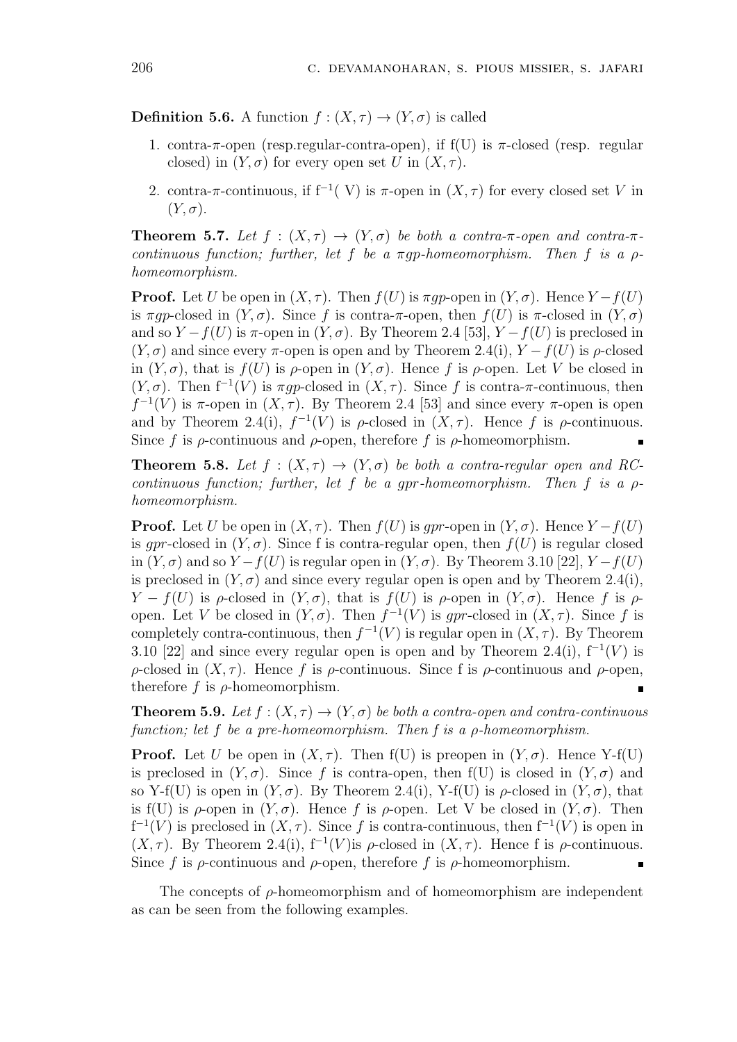**Definition 5.6.** A function $f : (X, \tau) \to (Y, \sigma)$ is called

1. contra-$\pi$-open (resp.regular-contra-open), if f(U) is $\pi$-closed (resp. regular closed) in $(Y, \sigma)$ for every open set $U$ in $(X, \tau)$.
2. contra-$\pi$-continuous, if $f^{-1}(V)$ is $\pi$-open in $(X, \tau)$ for every closed set $V$ in $(Y, \sigma)$.

**Theorem 5.7.** *Let $f : (X, \tau) \to (Y, \sigma)$ be both a contra-$\pi$-open and contra-$\pi$-continuous function; further, let $f$ be a $\pi gp$-homeomorphism. Then $f$ is a $\rho$-homeomorphism.*

**Proof.** Let $U$ be open in $(X, \tau)$. Then $f(U)$ is $\pi gp$-open in $(Y, \sigma)$. Hence $Y - f(U)$ is $\pi gp$-closed in $(Y, \sigma)$. Since $f$ is contra-$\pi$-open, then $f(U)$ is $\pi$-closed in $(Y, \sigma)$ and so $Y - f(U)$ is $\pi$-open in $(Y, \sigma)$. By Theorem 2.4 [53], $Y - f(U)$ is preclosed in $(Y, \sigma)$ and since every $\pi$-open is open and by Theorem 2.4(i), $Y - f(U)$ is $\rho$-closed in $(Y, \sigma)$, that is $f(U)$ is $\rho$-open in $(Y, \sigma)$. Hence $f$ is $\rho$-open. Let $V$ be closed in $(Y, \sigma)$. Then $f^{-1}(V)$ is $\pi gp$-closed in $(X, \tau)$. Since $f$ is contra-$\pi$-continuous, then $f^{-1}(V)$ is $\pi$-open in $(X, \tau)$. By Theorem 2.4 [53] and since every $\pi$-open is open and by Theorem 2.4(i), $f^{-1}(V)$ is $\rho$-closed in $(X, \tau)$. Hence $f$ is $\rho$-continuous. Since $f$ is $\rho$-continuous and $\rho$-open, therefore $f$ is $\rho$-homeomorphism. ∎

**Theorem 5.8.** *Let $f : (X, \tau) \to (Y, \sigma)$ be both a contra-regular open and RC-continuous function; further, let $f$ be a gpr-homeomorphism. Then $f$ is a $\rho$-homeomorphism.*

**Proof.** Let $U$ be open in $(X, \tau)$. Then $f(U)$ is $gpr$-open in $(Y, \sigma)$. Hence $Y - f(U)$ is $gpr$-closed in $(Y, \sigma)$. Since f is contra-regular open, then $f(U)$ is regular closed in $(Y, \sigma)$ and so $Y - f(U)$ is regular open in $(Y, \sigma)$. By Theorem 3.10 [22], $Y - f(U)$ is preclosed in $(Y, \sigma)$ and since every regular open is open and by Theorem 2.4(i), $Y - f(U)$ is $\rho$-closed in $(Y, \sigma)$, that is $f(U)$ is $\rho$-open in $(Y, \sigma)$. Hence $f$ is $\rho$-open. Let $V$ be closed in $(Y, \sigma)$. Then $f^{-1}(V)$ is $gpr$-closed in $(X, \tau)$. Since $f$ is completely contra-continuous, then $f^{-1}(V)$ is regular open in $(X, \tau)$. By Theorem 3.10 [22] and since every regular open is open and by Theorem 2.4(i), $f^{-1}(V)$ is $\rho$-closed in $(X, \tau)$. Hence $f$ is $\rho$-continuous. Since f is $\rho$-continuous and $\rho$-open, therefore $f$ is $\rho$-homeomorphism. ∎

**Theorem 5.9.** *Let $f : (X, \tau) \to (Y, \sigma)$ be both a contra-open and contra-continuous function; let $f$ be a pre-homeomorphism. Then $f$ is a $\rho$-homeomorphism.*

**Proof.** Let $U$ be open in $(X, \tau)$. Then f(U) is preopen in $(Y, \sigma)$. Hence Y-f(U) is preclosed in $(Y, \sigma)$. Since $f$ is contra-open, then f(U) is closed in $(Y, \sigma)$ and so Y-f(U) is open in $(Y, \sigma)$. By Theorem 2.4(i), Y-f(U) is $\rho$-closed in $(Y, \sigma)$, that is f(U) is $\rho$-open in $(Y, \sigma)$. Hence $f$ is $\rho$-open. Let V be closed in $(Y, \sigma)$. Then $f^{-1}(V)$ is preclosed in $(X, \tau)$. Since $f$ is contra-continuous, then $f^{-1}(V)$ is open in $(X, \tau)$. By Theorem 2.4(i), $f^{-1}(V)$is $\rho$-closed in $(X, \tau)$. Hence f is $\rho$-continuous. Since $f$ is $\rho$-continuous and $\rho$-open, therefore $f$ is $\rho$-homeomorphism. ∎

The concepts of $\rho$-homeomorphism and of homeomorphism are independent as can be seen from the following examples.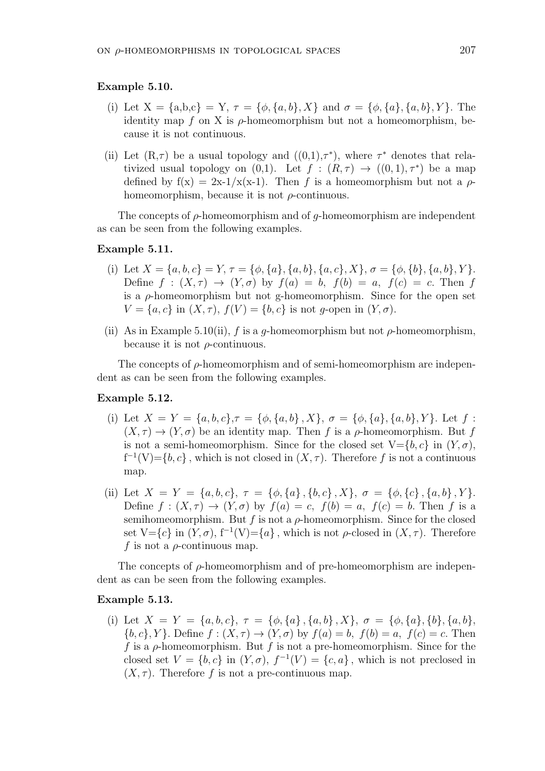**Example 5.10.**

(i) Let X = {a,b,c} = Y, $\tau = \{\phi, \{a, b\}, X\}$ and $\sigma = \{\phi, \{a\}, \{a, b\}, Y\}$. The identity map $f$ on X is $\rho$-homeomorphism but not a homeomorphism, because it is not continuous.

(ii) Let (R,$\tau$) be a usual topology and ((0,1),$\tau^*$), where $\tau^*$ denotes that relativized usual topology on (0,1). Let $f : (R, \tau) \rightarrow ((0, 1), \tau^*)$ be a map defined by f(x) = 2x-1/x(x-1). Then $f$ is a homeomorphism but not a $\rho$-homeomorphism, because it is not $\rho$-continuous.

The concepts of $\rho$-homeomorphism and of $g$-homeomorphism are independent as can be seen from the following examples.

**Example 5.11.**

(i) Let $X = \{a, b, c\} = Y$, $\tau = \{\phi, \{a\}, \{a, b\}, \{a, c\}, X\}$, $\sigma = \{\phi, \{b\}, \{a, b\}, Y\}$. Define $f : (X, \tau) \rightarrow (Y, \sigma)$ by $f(a) = b$, $f(b) = a$, $f(c) = c$. Then $f$ is a $\rho$-homeomorphism but not g-homeomorphism. Since for the open set $V = \{a, c\}$ in $(X, \tau)$, $f(V) = \{b, c\}$ is not $g$-open in $(Y, \sigma)$.

(ii) As in Example 5.10(ii), $f$ is a $g$-homeomorphism but not $\rho$-homeomorphism, because it is not $\rho$-continuous.

The concepts of $\rho$-homeomorphism and of semi-homeomorphism are independent as can be seen from the following examples.

**Example 5.12.**

(i) Let $X = Y = \{a, b, c\}$,$\tau = \{\phi, \{a, b\}, X\}$, $\sigma = \{\phi, \{a\}, \{a, b\}, Y\}$. Let $f : (X, \tau) \rightarrow (Y, \sigma)$ be an identity map. Then $f$ is a $\rho$-homeomorphism. But $f$ is not a semi-homeomorphism. Since for the closed set V=$\{b, c\}$ in $(Y, \sigma)$, $f^{-1}$(V)=$\{b, c\}$ , which is not closed in $(X, \tau)$. Therefore $f$ is not a continuous map.

(ii) Let $X = Y = \{a, b, c\}$, $\tau = \{\phi, \{a\}, \{b, c\}, X\}$, $\sigma = \{\phi, \{c\}, \{a, b\}, Y\}$. Define $f : (X, \tau) \rightarrow (Y, \sigma)$ by $f(a) = c$, $f(b) = a$, $f(c) = b$. Then $f$ is a semihomeomorphism. But $f$ is not a $\rho$-homeomorphism. Since for the closed set V=$\{c\}$ in $(Y, \sigma)$, $f^{-1}$(V)=$\{a\}$ , which is not $\rho$-closed in $(X, \tau)$. Therefore $f$ is not a $\rho$-continuous map.

The concepts of $\rho$-homeomorphism and of pre-homeomorphism are independent as can be seen from the following examples.

**Example 5.13.**

(i) Let $X = Y = \{a, b, c\}$, $\tau = \{\phi, \{a\}, \{a, b\}, X\}$, $\sigma = \{\phi, \{a\}, \{b\}, \{a, b\}, \{b, c\}, Y\}$. Define $f : (X, \tau) \rightarrow (Y, \sigma)$ by $f(a) = b$, $f(b) = a$, $f(c) = c$. Then $f$ is a $\rho$-homeomorphism. But $f$ is not a pre-homeomorphism. Since for the closed set $V = \{b, c\}$ in $(Y, \sigma)$, $f^{-1}(V) = \{c, a\}$, which is not preclosed in $(X, \tau)$. Therefore $f$ is not a pre-continuous map.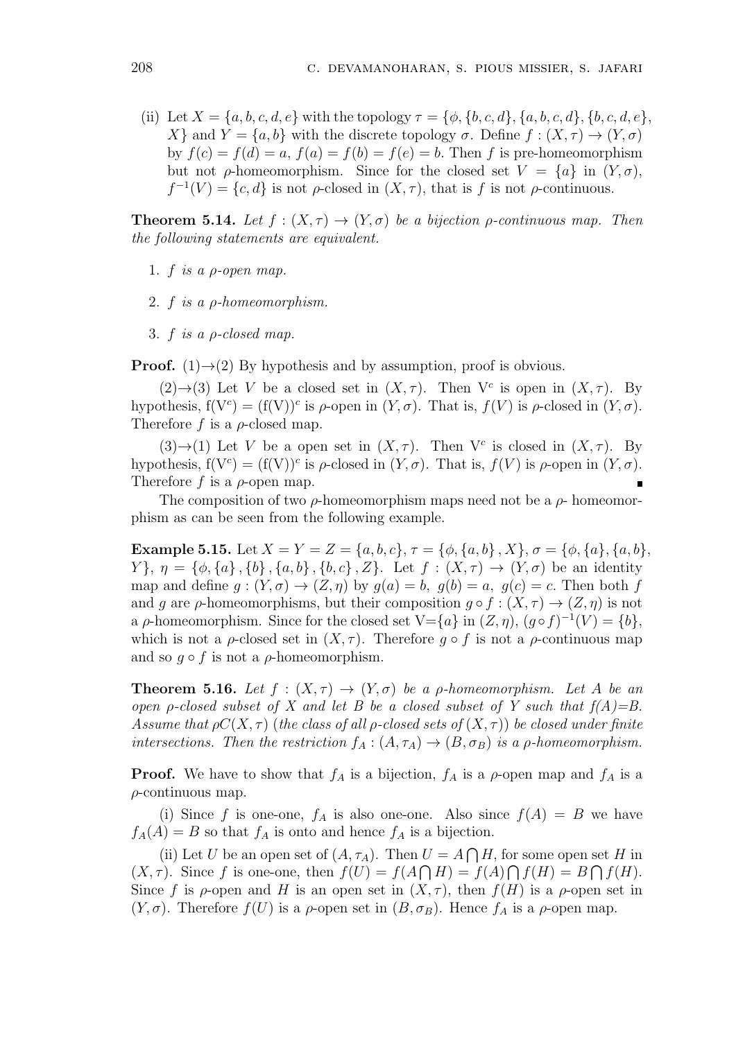(ii) Let $X = \{a, b, c, d, e\}$ with the topology $\tau = \{\phi, \{b, c, d\}, \{a, b, c, d\}, \{b, c, d, e\}, X\}$ and $Y = \{a, b\}$ with the discrete topology $\sigma$. Define $f : (X, \tau) \to (Y, \sigma)$ by $f(c) = f(d) = a$, $f(a) = f(b) = f(e) = b$. Then $f$ is pre-homeomorphism but not $\rho$-homeomorphism. Since for the closed set $V = \{a\}$ in $(Y, \sigma)$, $f^{-1}(V) = \{c, d\}$ is not $\rho$-closed in $(X, \tau)$, that is $f$ is not $\rho$-continuous.

**Theorem 5.14.** *Let $f : (X, \tau) \to (Y, \sigma)$ be a bijection $\rho$-continuous map. Then the following statements are equivalent.*

1. *$f$ is a $\rho$-open map.*
2. *$f$ is a $\rho$-homeomorphism.*
3. *$f$ is a $\rho$-closed map.*

**Proof.** (1)→(2) By hypothesis and by assumption, proof is obvious.

(2)→(3) Let $V$ be a closed set in $(X, \tau)$. Then $V^c$ is open in $(X, \tau)$. By hypothesis, $f(V^c) = (f(V))^c$ is $\rho$-open in $(Y, \sigma)$. That is, $f(V)$ is $\rho$-closed in $(Y, \sigma)$. Therefore $f$ is a $\rho$-closed map.

(3)→(1) Let $V$ be a open set in $(X, \tau)$. Then $V^c$ is closed in $(X, \tau)$. By hypothesis, $f(V^c) = (f(V))^c$ is $\rho$-closed in $(Y, \sigma)$. That is, $f(V)$ is $\rho$-open in $(Y, \sigma)$. Therefore $f$ is a $\rho$-open map. ∎

The composition of two $\rho$-homeomorphism maps need not be a $\rho$- homeomorphism as can be seen from the following example.

**Example 5.15.** Let $X = Y = Z = \{a, b, c\}$, $\tau = \{\phi, \{a, b\}, X\}$, $\sigma = \{\phi, \{a\}, \{a, b\}, Y\}$, $\eta = \{\phi, \{a\}, \{b\}, \{a, b\}, \{b, c\}, Z\}$. Let $f : (X, \tau) \to (Y, \sigma)$ be an identity map and define $g : (Y, \sigma) \to (Z, \eta)$ by $g(a) = b,\ g(b) = a,\ g(c) = c$. Then both $f$ and $g$ are $\rho$-homeomorphisms, but their composition $g \circ f : (X, \tau) \to (Z, \eta)$ is not a $\rho$-homeomorphism. Since for the closed set $V=\{a\}$ in $(Z, \eta)$, $(g \circ f)^{-1}(V) = \{b\}$, which is not a $\rho$-closed set in $(X, \tau)$. Therefore $g \circ f$ is not a $\rho$-continuous map and so $g \circ f$ is not a $\rho$-homeomorphism.

**Theorem 5.16.** *Let $f : (X, \tau) \to (Y, \sigma)$ be a $\rho$-homeomorphism. Let $A$ be an open $\rho$-closed subset of $X$ and let $B$ be a closed subset of $Y$ such that $f(A)=B$. Assume that $\rho C(X, \tau)$ (the class of all $\rho$-closed sets of $(X, \tau)$) be closed under finite intersections. Then the restriction $f_A : (A, \tau_A) \to (B, \sigma_B)$ is a $\rho$-homeomorphism.*

**Proof.** We have to show that $f_A$ is a bijection, $f_A$ is a $\rho$-open map and $f_A$ is a $\rho$-continuous map.

(i) Since $f$ is one-one, $f_A$ is also one-one. Also since $f(A) = B$ we have $f_A(A) = B$ so that $f_A$ is onto and hence $f_A$ is a bijection.

(ii) Let $U$ be an open set of $(A, \tau_A)$. Then $U = A \bigcap H$, for some open set $H$ in $(X, \tau)$. Since $f$ is one-one, then $f(U) = f(A \bigcap H) = f(A) \bigcap f(H) = B \bigcap f(H)$. Since $f$ is $\rho$-open and $H$ is an open set in $(X, \tau)$, then $f(H)$ is a $\rho$-open set in $(Y, \sigma)$. Therefore $f(U)$ is a $\rho$-open set in $(B, \sigma_B)$. Hence $f_A$ is a $\rho$-open map.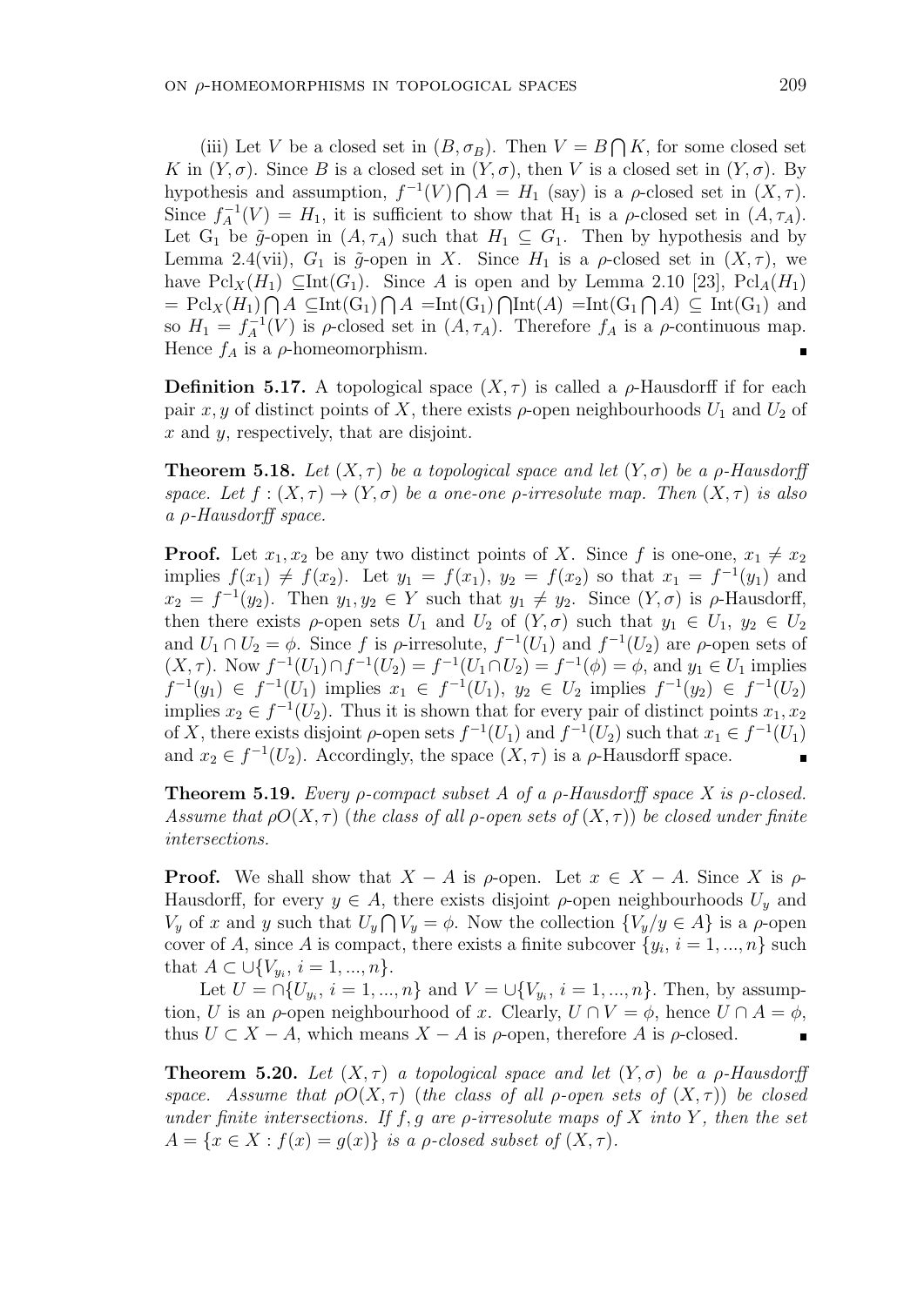(iii) Let $V$ be a closed set in $(B, \sigma_B)$. Then $V = B \bigcap K$, for some closed set $K$ in $(Y, \sigma)$. Since $B$ is a closed set in $(Y, \sigma)$, then $V$ is a closed set in $(Y, \sigma)$. By hypothesis and assumption, $f^{-1}(V) \bigcap A = H_1$ (say) is a $\rho$-closed set in $(X, \tau)$. Since $f_A^{-1}(V) = H_1$, it is sufficient to show that $\mathrm{H}_1$ is a $\rho$-closed set in $(A, \tau_A)$. Let $\mathrm{G}_1$ be $\tilde{g}$-open in $(A, \tau_A)$ such that $H_1 \subseteq G_1$. Then by hypothesis and by Lemma 2.4(vii), $G_1$ is $\tilde{g}$-open in $X$. Since $H_1$ is a $\rho$-closed set in $(X, \tau)$, we have $\mathrm{Pcl}_X(H_1) \subseteq \mathrm{Int}(G_1)$. Since $A$ is open and by Lemma 2.10 [23], $\mathrm{Pcl}_A(H_1) = \mathrm{Pcl}_X(H_1) \bigcap A \subseteq \mathrm{Int}(\mathrm{G}_1) \bigcap A = \mathrm{Int}(\mathrm{G}_1) \bigcap \mathrm{Int}(A) = \mathrm{Int}(\mathrm{G}_1 \bigcap A) \subseteq \mathrm{Int}(\mathrm{G}_1)$ and so $H_1 = f_A^{-1}(V)$ is $\rho$-closed set in $(A, \tau_A)$. Therefore $f_A$ is a $\rho$-continuous map. Hence $f_A$ is a $\rho$-homeomorphism. ∎

**Definition 5.17.** A topological space $(X, \tau)$ is called a $\rho$-Hausdorff if for each pair $x, y$ of distinct points of $X$, there exists $\rho$-open neighbourhoods $U_1$ and $U_2$ of $x$ and $y$, respectively, that are disjoint.

**Theorem 5.18.** *Let $(X, \tau)$ be a topological space and let $(Y, \sigma)$ be a $\rho$-Hausdorff space. Let $f : (X, \tau) \to (Y, \sigma)$ be a one-one $\rho$-irresolute map. Then $(X, \tau)$ is also a $\rho$-Hausdorff space.*

**Proof.** Let $x_1, x_2$ be any two distinct points of $X$. Since $f$ is one-one, $x_1 \neq x_2$ implies $f(x_1) \neq f(x_2)$. Let $y_1 = f(x_1)$, $y_2 = f(x_2)$ so that $x_1 = f^{-1}(y_1)$ and $x_2 = f^{-1}(y_2)$. Then $y_1, y_2 \in Y$ such that $y_1 \neq y_2$. Since $(Y, \sigma)$ is $\rho$-Hausdorff, then there exists $\rho$-open sets $U_1$ and $U_2$ of $(Y, \sigma)$ such that $y_1 \in U_1$, $y_2 \in U_2$ and $U_1 \cap U_2 = \phi$. Since $f$ is $\rho$-irresolute, $f^{-1}(U_1)$ and $f^{-1}(U_2)$ are $\rho$-open sets of $(X, \tau)$. Now $f^{-1}(U_1) \cap f^{-1}(U_2) = f^{-1}(U_1 \cap U_2) = f^{-1}(\phi) = \phi$, and $y_1 \in U_1$ implies $f^{-1}(y_1) \in f^{-1}(U_1)$ implies $x_1 \in f^{-1}(U_1)$, $y_2 \in U_2$ implies $f^{-1}(y_2) \in f^{-1}(U_2)$ implies $x_2 \in f^{-1}(U_2)$. Thus it is shown that for every pair of distinct points $x_1, x_2$ of $X$, there exists disjoint $\rho$-open sets $f^{-1}(U_1)$ and $f^{-1}(U_2)$ such that $x_1 \in f^{-1}(U_1)$ and $x_2 \in f^{-1}(U_2)$. Accordingly, the space $(X, \tau)$ is a $\rho$-Hausdorff space. ∎

**Theorem 5.19.** *Every $\rho$-compact subset $A$ of a $\rho$-Hausdorff space $X$ is $\rho$-closed. Assume that $\rho O(X, \tau)$ (the class of all $\rho$-open sets of $(X, \tau)$) be closed under finite intersections.*

**Proof.** We shall show that $X - A$ is $\rho$-open. Let $x \in X - A$. Since $X$ is $\rho$-Hausdorff, for every $y \in A$, there exists disjoint $\rho$-open neighbourhoods $U_y$ and $V_y$ of $x$ and $y$ such that $U_y \bigcap V_y = \phi$. Now the collection $\{V_y / y \in A\}$ is a $\rho$-open cover of $A$, since $A$ is compact, there exists a finite subcover $\{y_i,\ i = 1, ..., n\}$ such that $A \subset \cup\{V_{y_i},\ i = 1, ..., n\}$.

Let $U = \cap\{U_{y_i},\ i = 1, ..., n\}$ and $V = \cup\{V_{y_i},\ i = 1, ..., n\}$. Then, by assumption, $U$ is an $\rho$-open neighbourhood of $x$. Clearly, $U \cap V = \phi$, hence $U \cap A = \phi$, thus $U \subset X - A$, which means $X - A$ is $\rho$-open, therefore $A$ is $\rho$-closed. ∎

**Theorem 5.20.** *Let $(X, \tau)$ a topological space and let $(Y, \sigma)$ be a $\rho$-Hausdorff space. Assume that $\rho O(X, \tau)$ (the class of all $\rho$-open sets of $(X, \tau)$) be closed under finite intersections. If $f, g$ are $\rho$-irresolute maps of $X$ into $Y$, then the set $A = \{x \in X : f(x) = g(x)\}$ is a $\rho$-closed subset of $(X, \tau)$.*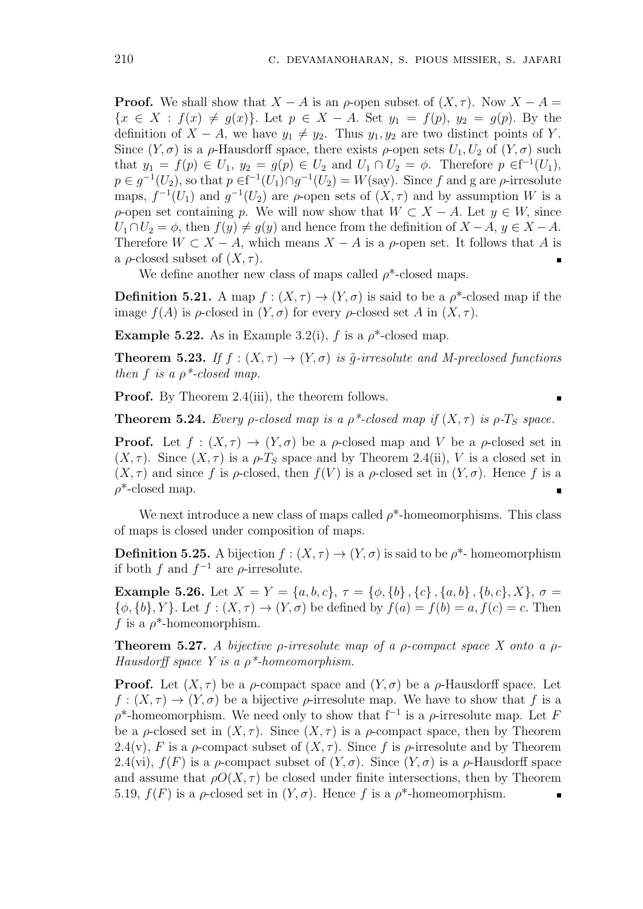**Proof.** We shall show that $X - A$ is an $\rho$-open subset of $(X, \tau)$. Now $X - A = \{x \in X : f(x) \neq g(x)\}$. Let $p \in X - A$. Set $y_1 = f(p)$, $y_2 = g(p)$. By the definition of $X - A$, we have $y_1 \neq y_2$. Thus $y_1, y_2$ are two distinct points of $Y$. Since $(Y, \sigma)$ is a $\rho$-Hausdorff space, there exists $\rho$-open sets $U_1, U_2$ of $(Y, \sigma)$ such that $y_1 = f(p) \in U_1$, $y_2 = g(p) \in U_2$ and $U_1 \cap U_2 = \phi$. Therefore $p \in f^{-1}(U_1)$, $p \in g^{-1}(U_2)$, so that $p \in f^{-1}(U_1) \cap g^{-1}(U_2) = W$(say). Since $f$ and g are $\rho$-irresolute maps, $f^{-1}(U_1)$ and $g^{-1}(U_2)$ are $\rho$-open sets of $(X, \tau)$ and by assumption $W$ is a $\rho$-open set containing $p$. We will now show that $W \subset X - A$. Let $y \in W$, since $U_1 \cap U_2 = \phi$, then $f(y) \neq g(y)$ and hence from the definition of $X - A$, $y \in X - A$. Therefore $W \subset X - A$, which means $X - A$ is a $\rho$-open set. It follows that $A$ is a $\rho$-closed subset of $(X, \tau)$. ∎

We define another new class of maps called $\rho^*$-closed maps.

**Definition 5.21.** A map $f : (X, \tau) \to (Y, \sigma)$ is said to be a $\rho^*$-closed map if the image $f(A)$ is $\rho$-closed in $(Y, \sigma)$ for every $\rho$-closed set $A$ in $(X, \tau)$.

**Example 5.22.** As in Example 3.2(i), $f$ is a $\rho^*$-closed map.

**Theorem 5.23.** *If $f : (X, \tau) \to (Y, \sigma)$ is $\tilde{g}$-irresolute and M-preclosed functions then $f$ is a $\rho^*$-closed map.*

**Proof.** By Theorem 2.4(iii), the theorem follows. ∎

**Theorem 5.24.** *Every $\rho$-closed map is a $\rho^*$-closed map if $(X, \tau)$ is $\rho$-$T_S$ space.*

**Proof.** Let $f : (X, \tau) \to (Y, \sigma)$ be a $\rho$-closed map and $V$ be a $\rho$-closed set in $(X, \tau)$. Since $(X, \tau)$ is a $\rho$-$T_S$ space and by Theorem 2.4(ii), $V$ is a closed set in $(X, \tau)$ and since $f$ is $\rho$-closed, then $f(V)$ is a $\rho$-closed set in $(Y, \sigma)$. Hence $f$ is a $\rho^*$-closed map. ∎

We next introduce a new class of maps called $\rho^*$-homeomorphisms. This class of maps is closed under composition of maps.

**Definition 5.25.** A bijection $f : (X, \tau) \to (Y, \sigma)$ is said to be $\rho^*$- homeomorphism if both $f$ and $f^{-1}$ are $\rho$-irresolute.

**Example 5.26.** Let $X = Y = \{a, b, c\}$, $\tau = \{\phi, \{b\}, \{c\}, \{a, b\}, \{b, c\}, X\}$, $\sigma = \{\phi, \{b\}, Y\}$. Let $f : (X, \tau) \to (Y, \sigma)$ be defined by $f(a) = f(b) = a, f(c) = c$. Then $f$ is a $\rho^*$-homeomorphism.

**Theorem 5.27.** *A bijective $\rho$-irresolute map of a $\rho$-compact space $X$ onto a $\rho$-Hausdorff space $Y$ is a $\rho^*$-homeomorphism.*

**Proof.** Let $(X, \tau)$ be a $\rho$-compact space and $(Y, \sigma)$ be a $\rho$-Hausdorff space. Let $f : (X, \tau) \to (Y, \sigma)$ be a bijective $\rho$-irresolute map. We have to show that $f$ is a $\rho^*$-homeomorphism. We need only to show that $f^{-1}$ is a $\rho$-irresolute map. Let $F$ be a $\rho$-closed set in $(X, \tau)$. Since $(X, \tau)$ is a $\rho$-compact space, then by Theorem 2.4(v), $F$ is a $\rho$-compact subset of $(X, \tau)$. Since $f$ is $\rho$-irresolute and by Theorem 2.4(vi), $f(F)$ is a $\rho$-compact subset of $(Y, \sigma)$. Since $(Y, \sigma)$ is a $\rho$-Hausdorff space and assume that $\rho O(X, \tau)$ be closed under finite intersections, then by Theorem 5.19, $f(F)$ is a $\rho$-closed set in $(Y, \sigma)$. Hence $f$ is a $\rho^*$-homeomorphism. ∎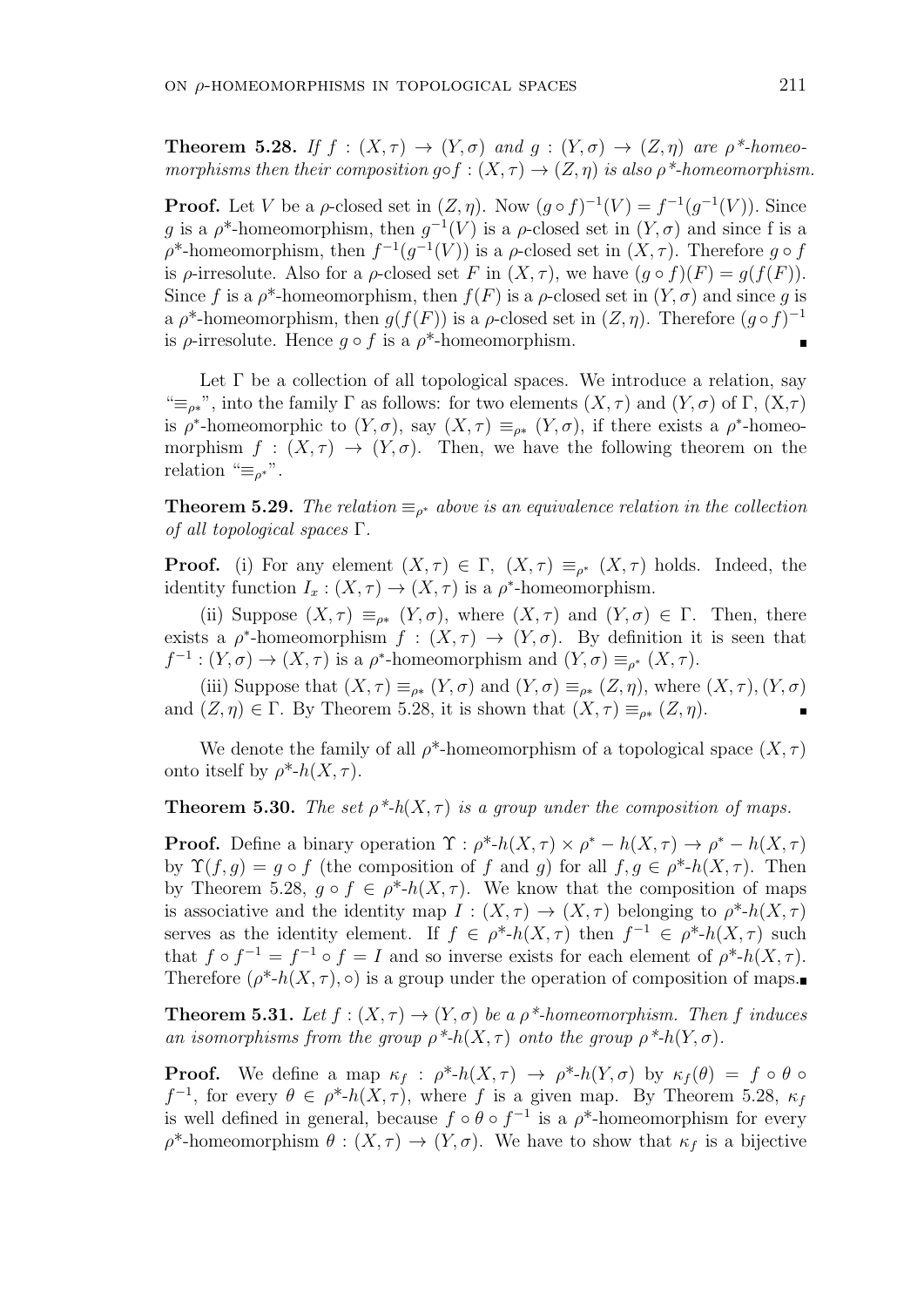**Theorem 5.28.** *If $f : (X,\tau) \to (Y,\sigma)$ and $g : (Y,\sigma) \to (Z,\eta)$ are $\rho^*$-homeomorphisms then their composition $g \circ f : (X,\tau) \to (Z,\eta)$ is also $\rho^*$-homeomorphism.*

**Proof.** Let $V$ be a $\rho$-closed set in $(Z,\eta)$. Now $(g \circ f)^{-1}(V) = f^{-1}(g^{-1}(V))$. Since $g$ is a $\rho^*$-homeomorphism, then $g^{-1}(V)$ is a $\rho$-closed set in $(Y,\sigma)$ and since f is a $\rho^*$-homeomorphism, then $f^{-1}(g^{-1}(V))$ is a $\rho$-closed set in $(X,\tau)$. Therefore $g \circ f$ is $\rho$-irresolute. Also for a $\rho$-closed set $F$ in $(X,\tau)$, we have $(g \circ f)(F) = g(f(F))$. Since $f$ is a $\rho^*$-homeomorphism, then $f(F)$ is a $\rho$-closed set in $(Y,\sigma)$ and since $g$ is a $\rho^*$-homeomorphism, then $g(f(F))$ is a $\rho$-closed set in $(Z,\eta)$. Therefore $(g \circ f)^{-1}$ is $\rho$-irresolute. Hence $g \circ f$ is a $\rho^*$-homeomorphism. ∎

Let $\Gamma$ be a collection of all topological spaces. We introduce a relation, say "$\equiv_{\rho*}$", into the family $\Gamma$ as follows: for two elements $(X,\tau)$ and $(Y,\sigma)$ of $\Gamma$, $(X,\tau)$ is $\rho^*$-homeomorphic to $(Y,\sigma)$, say $(X,\tau) \equiv_{\rho^*} (Y,\sigma)$, if there exists a $\rho^*$-homeomorphism $f : (X,\tau) \to (Y,\sigma)$. Then, we have the following theorem on the relation "$\equiv_{\rho^*}$".

**Theorem 5.29.** *The relation $\equiv_{\rho^*}$ above is an equivalence relation in the collection of all topological spaces $\Gamma$.*

**Proof.** (i) For any element $(X,\tau) \in \Gamma$, $(X,\tau) \equiv_{\rho^*} (X,\tau)$ holds. Indeed, the identity function $I_x : (X,\tau) \to (X,\tau)$ is a $\rho^*$-homeomorphism.

(ii) Suppose $(X,\tau) \equiv_{\rho*} (Y,\sigma)$, where $(X,\tau)$ and $(Y,\sigma) \in \Gamma$. Then, there exists a $\rho^*$-homeomorphism $f : (X,\tau) \to (Y,\sigma)$. By definition it is seen that $f^{-1} : (Y,\sigma) \to (X,\tau)$ is a $\rho^*$-homeomorphism and $(Y,\sigma) \equiv_{\rho^*} (X,\tau)$.

(iii) Suppose that $(X,\tau) \equiv_{\rho*} (Y,\sigma)$ and $(Y,\sigma) \equiv_{\rho*} (Z,\eta)$, where $(X,\tau), (Y,\sigma)$ and $(Z,\eta) \in \Gamma$. By Theorem 5.28, it is shown that $(X,\tau) \equiv_{\rho*} (Z,\eta)$. ∎

We denote the family of all $\rho^*$-homeomorphism of a topological space $(X,\tau)$ onto itself by $\rho^*$-$h(X,\tau)$.

**Theorem 5.30.** *The set $\rho^*$-$h(X,\tau)$ is a group under the composition of maps.*

**Proof.** Define a binary operation $\Upsilon : \rho^*\text{-}h(X,\tau) \times \rho^* - h(X,\tau) \to \rho^* - h(X,\tau)$ by $\Upsilon(f,g) = g \circ f$ (the composition of $f$ and $g$) for all $f, g \in \rho^*$-$h(X,\tau)$. Then by Theorem 5.28, $g \circ f \in \rho^*$-$h(X,\tau)$. We know that the composition of maps is associative and the identity map $I : (X,\tau) \to (X,\tau)$ belonging to $\rho^*$-$h(X,\tau)$ serves as the identity element. If $f \in \rho^*$-$h(X,\tau)$ then $f^{-1} \in \rho^*$-$h(X,\tau)$ such that $f \circ f^{-1} = f^{-1} \circ f = I$ and so inverse exists for each element of $\rho^*$-$h(X,\tau)$. Therefore $(\rho^*\text{-}h(X,\tau), \circ)$ is a group under the operation of composition of maps. ∎

**Theorem 5.31.** *Let $f : (X,\tau) \to (Y,\sigma)$ be a $\rho^*$-homeomorphism. Then $f$ induces an isomorphisms from the group $\rho^*$-$h(X,\tau)$ onto the group $\rho^*$-$h(Y,\sigma)$.*

**Proof.** We define a map $\kappa_f : \rho^*\text{-}h(X,\tau) \to \rho^*\text{-}h(Y,\sigma)$ by $\kappa_f(\theta) = f \circ \theta \circ f^{-1}$, for every $\theta \in \rho^*$-$h(X,\tau)$, where $f$ is a given map. By Theorem 5.28, $\kappa_f$ is well defined in general, because $f \circ \theta \circ f^{-1}$ is a $\rho^*$-homeomorphism for every $\rho^*$-homeomorphism $\theta : (X,\tau) \to (Y,\sigma)$. We have to show that $\kappa_f$ is a bijective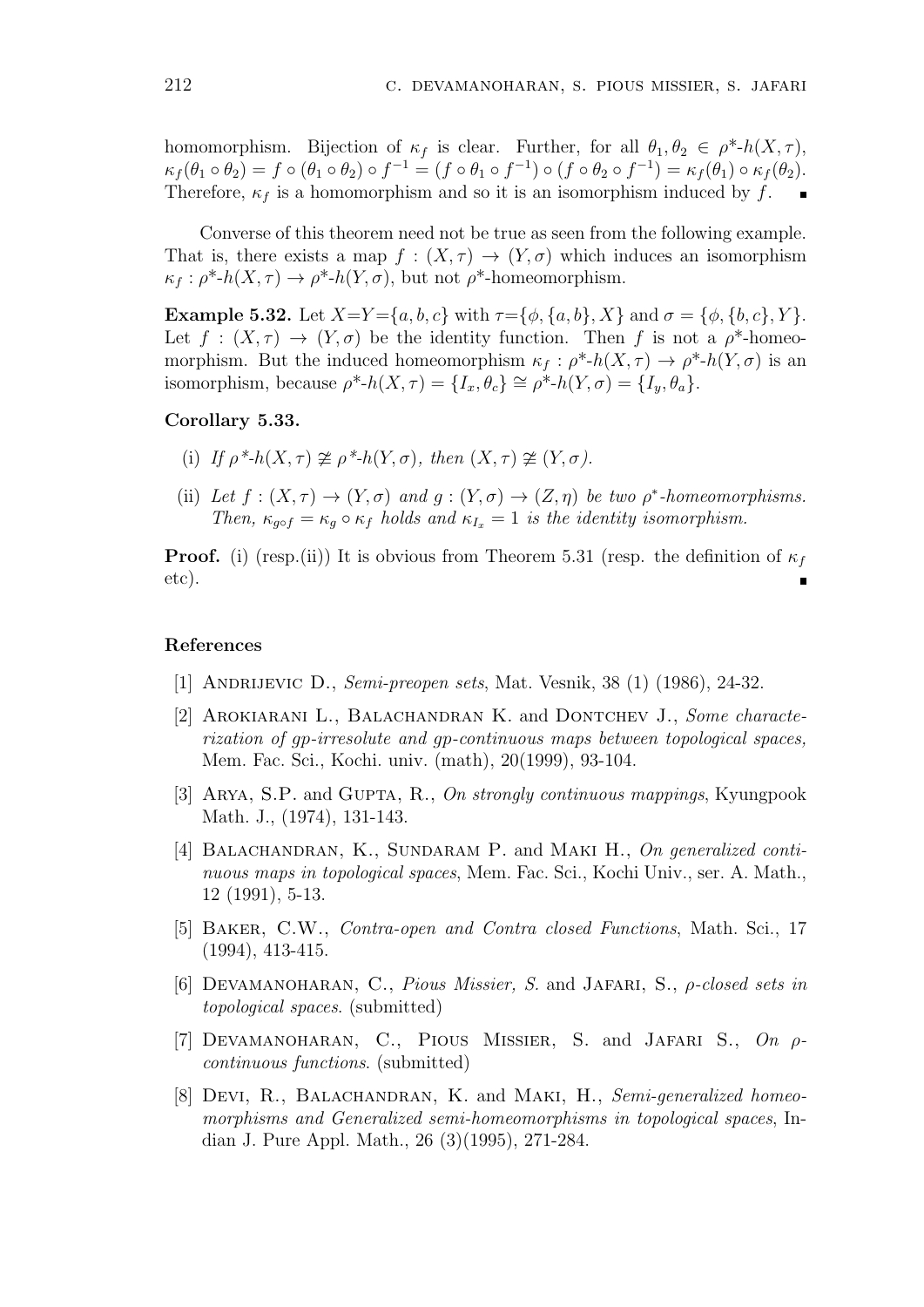homomorphism. Bijection of $\kappa_f$ is clear. Further, for all $\theta_1, \theta_2 \in \rho^*\text{-}h(X,\tau)$, $\kappa_f(\theta_1 \circ \theta_2) = f \circ (\theta_1 \circ \theta_2) \circ f^{-1} = (f \circ \theta_1 \circ f^{-1}) \circ (f \circ \theta_2 \circ f^{-1}) = \kappa_f(\theta_1) \circ \kappa_f(\theta_2)$. Therefore, $\kappa_f$ is a homomorphism and so it is an isomorphism induced by $f$. ∎

Converse of this theorem need not be true as seen from the following example. That is, there exists a map $f : (X,\tau) \to (Y,\sigma)$ which induces an isomorphism $\kappa_f : \rho^*\text{-}h(X,\tau) \to \rho^*\text{-}h(Y,\sigma)$, but not $\rho^*$-homeomorphism.

**Example 5.32.** Let $X{=}Y{=}\{a,b,c\}$ with $\tau{=}\{\phi,\{a,b\},X\}$ and $\sigma = \{\phi,\{b,c\},Y\}$. Let $f : (X,\tau) \to (Y,\sigma)$ be the identity function. Then $f$ is not a $\rho^*$-homeomorphism. But the induced homeomorphism $\kappa_f : \rho^*\text{-}h(X,\tau) \to \rho^*\text{-}h(Y,\sigma)$ is an isomorphism, because $\rho^*\text{-}h(X,\tau) = \{I_x, \theta_c\} \cong \rho^*\text{-}h(Y,\sigma) = \{I_y, \theta_a\}$.

**Corollary 5.33.**

(i) *If* $\rho^*\text{-}h(X,\tau) \ncong \rho^*\text{-}h(Y,\sigma)$, *then* $(X,\tau) \ncong (Y,\sigma)$.

(ii) *Let* $f : (X,\tau) \to (Y,\sigma)$ *and* $g : (Y,\sigma) \to (Z,\eta)$ *be two* $\rho^*$*-homeomorphisms. Then,* $\kappa_{g\circ f} = \kappa_g \circ \kappa_f$ *holds and* $\kappa_{I_x} = 1$ *is the identity isomorphism.*

**Proof.** (i) (resp.(ii)) It is obvious from Theorem 5.31 (resp. the definition of $\kappa_f$ etc). ∎

### References

[1] Andrijevic D., *Semi-preopen sets*, Mat. Vesnik, 38 (1) (1986), 24-32.

[2] Arokiarani L., Balachandran K. and Dontchev J., *Some characterization of gp-irresolute and gp-continuous maps between topological spaces,* Mem. Fac. Sci., Kochi. univ. (math), 20(1999), 93-104.

[3] Arya, S.P. and Gupta, R., *On strongly continuous mappings*, Kyungpook Math. J., (1974), 131-143.

[4] Balachandran, K., Sundaram P. and Maki H., *On generalized continuous maps in topological spaces*, Mem. Fac. Sci., Kochi Univ., ser. A. Math., 12 (1991), 5-13.

[5] Baker, C.W., *Contra-open and Contra closed Functions*, Math. Sci., 17 (1994), 413-415.

[6] Devamanoharan, C., *Pious Missier, S.* and Jafari, S., *ρ-closed sets in topological spaces*. (submitted)

[7] Devamanoharan, C., Pious Missier, S. and Jafari S., *On ρ-continuous functions*. (submitted)

[8] Devi, R., Balachandran, K. and Maki, H., *Semi-generalized homeomorphisms and Generalized semi-homeomorphisms in topological spaces*, Indian J. Pure Appl. Math., 26 (3)(1995), 271-284.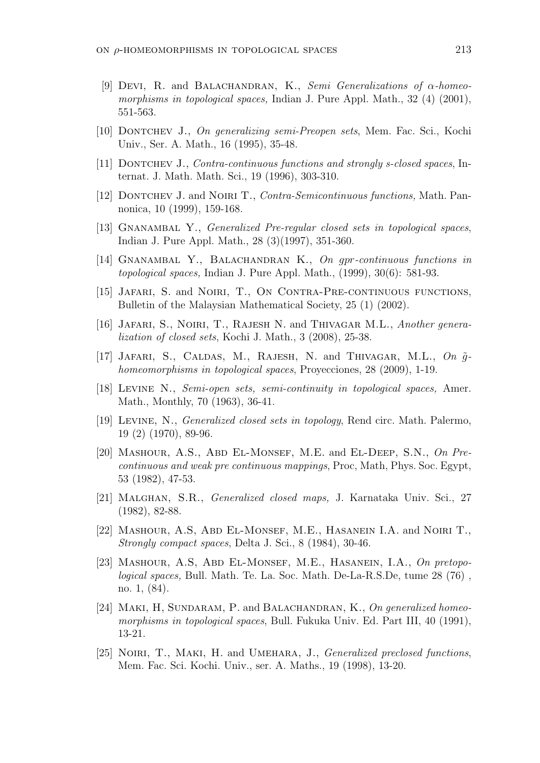[9] Devi, R. and Balachandran, K., *Semi Generalizations of $\alpha$-homeomorphisms in topological spaces,* Indian J. Pure Appl. Math., 32 (4) (2001), 551-563.

[10] Dontchev J., *On generalizing semi-Preopen sets*, Mem. Fac. Sci., Kochi Univ., Ser. A. Math., 16 (1995), 35-48.

[11] Dontchev J., *Contra-continuous functions and strongly s-closed spaces*, Internat. J. Math. Math. Sci., 19 (1996), 303-310.

[12] Dontchev J. and Noiri T., *Contra-Semicontinuous functions,* Math. Pannonica, 10 (1999), 159-168.

[13] Gnanambal Y., *Generalized Pre-regular closed sets in topological spaces*, Indian J. Pure Appl. Math., 28 (3)(1997), 351-360.

[14] Gnanambal Y., Balachandran K., *On gpr-continuous functions in topological spaces,* Indian J. Pure Appl. Math., (1999), 30(6): 581-93.

[15] Jafari, S. and Noiri, T., On Contra-Pre-continuous functions, Bulletin of the Malaysian Mathematical Society, 25 (1) (2002).

[16] Jafari, S., Noiri, T., Rajesh N. and Thivagar M.L., *Another generalization of closed sets*, Kochi J. Math., 3 (2008), 25-38.

[17] Jafari, S., Caldas, M., Rajesh, N. and Thivagar, M.L., *On $\tilde{g}$-homeomorphisms in topological spaces*, Proyecciones, 28 (2009), 1-19.

[18] Levine N., *Semi-open sets, semi-continuity in topological spaces,* Amer. Math., Monthly, 70 (1963), 36-41.

[19] Levine, N., *Generalized closed sets in topology*, Rend circ. Math. Palermo, 19 (2) (1970), 89-96.

[20] Mashour, A.S., Abd El-Monsef, M.E. and El-Deep, S.N., *On Precontinuous and weak pre continuous mappings*, Proc, Math, Phys. Soc. Egypt, 53 (1982), 47-53.

[21] Malghan, S.R., *Generalized closed maps,* J. Karnataka Univ. Sci., 27 (1982), 82-88.

[22] Mashour, A.S, Abd El-Monsef, M.E., Hasanein I.A. and Noiri T., *Strongly compact spaces*, Delta J. Sci., 8 (1984), 30-46.

[23] Mashour, A.S, Abd El-Monsef, M.E., Hasanein, I.A., *On pretopological spaces,* Bull. Math. Te. La. Soc. Math. De-La-R.S.De, tume 28 (76) , no. 1, (84).

[24] Maki, H, Sundaram, P. and Balachandran, K., *On generalized homeomorphisms in topological spaces*, Bull. Fukuka Univ. Ed. Part III, 40 (1991), 13-21.

[25] Noiri, T., Maki, H. and Umehara, J., *Generalized preclosed functions*, Mem. Fac. Sci. Kochi. Univ., ser. A. Maths., 19 (1998), 13-20.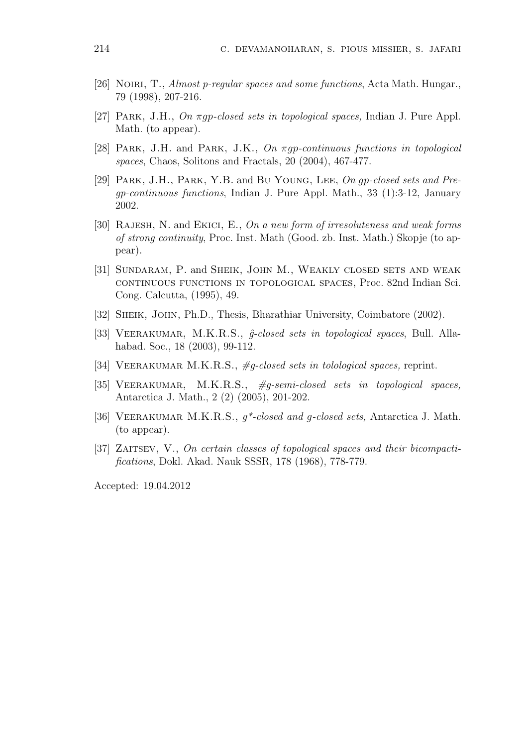[26] Noiri, T., *Almost p-regular spaces and some functions*, Acta Math. Hungar., 79 (1998), 207-216.

[27] Park, J.H., *On $\pi gp$-closed sets in topological spaces,* Indian J. Pure Appl. Math. (to appear).

[28] Park, J.H. and Park, J.K., *On $\pi gp$-continuous functions in topological spaces*, Chaos, Solitons and Fractals, 20 (2004), 467-477.

[29] Park, J.H., Park, Y.B. and Bu Young, Lee, *On gp-closed sets and Pre-gp-continuous functions*, Indian J. Pure Appl. Math., 33 (1):3-12, January 2002.

[30] Rajesh, N. and Ekici, E., *On a new form of irresoluteness and weak forms of strong continuity*, Proc. Inst. Math (Good. zb. Inst. Math.) Skopje (to appear).

[31] Sundaram, P. and Sheik, John M., Weakly closed sets and weak continuous functions in topological spaces, Proc. 82nd Indian Sci. Cong. Calcutta, (1995), 49.

[32] Sheik, John, Ph.D., Thesis, Bharathiar University, Coimbatore (2002).

[33] Veerakumar, M.K.R.S., *$\hat{g}$-closed sets in topological spaces*, Bull. Allahabad. Soc., 18 (2003), 99-112.

[34] Veerakumar M.K.R.S., *#g-closed sets in tolological spaces,* reprint.

[35] Veerakumar, M.K.R.S., *#g-semi-closed sets in topological spaces,* Antarctica J. Math., 2 (2) (2005), 201-202.

[36] Veerakumar M.K.R.S., *$g^*$-closed and g-closed sets,* Antarctica J. Math. (to appear).

[37] Zaitsev, V., *On certain classes of topological spaces and their bicompactifications*, Dokl. Akad. Nauk SSSR, 178 (1968), 778-779.

Accepted: 19.04.2012